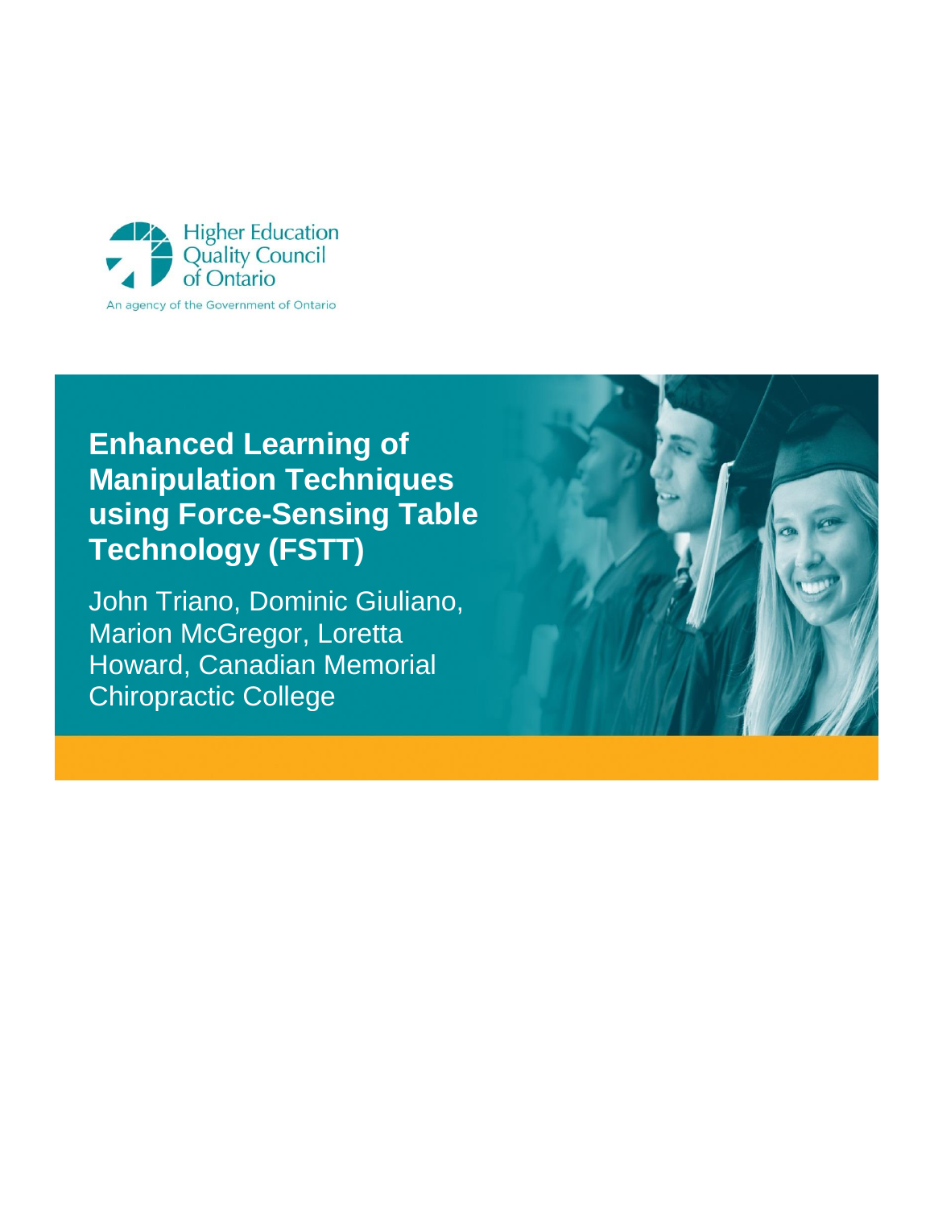Higher Education Quality Council of Ontario

An agency of the Government of Ontario

# Enhanced Learning of Manipulation Techniques using Force-Sensing Table Technology (FSTT)

John Triano, Dominic Giuliano, Marion McGregor, Loretta Howard, Canadian Memorial Chiropractic College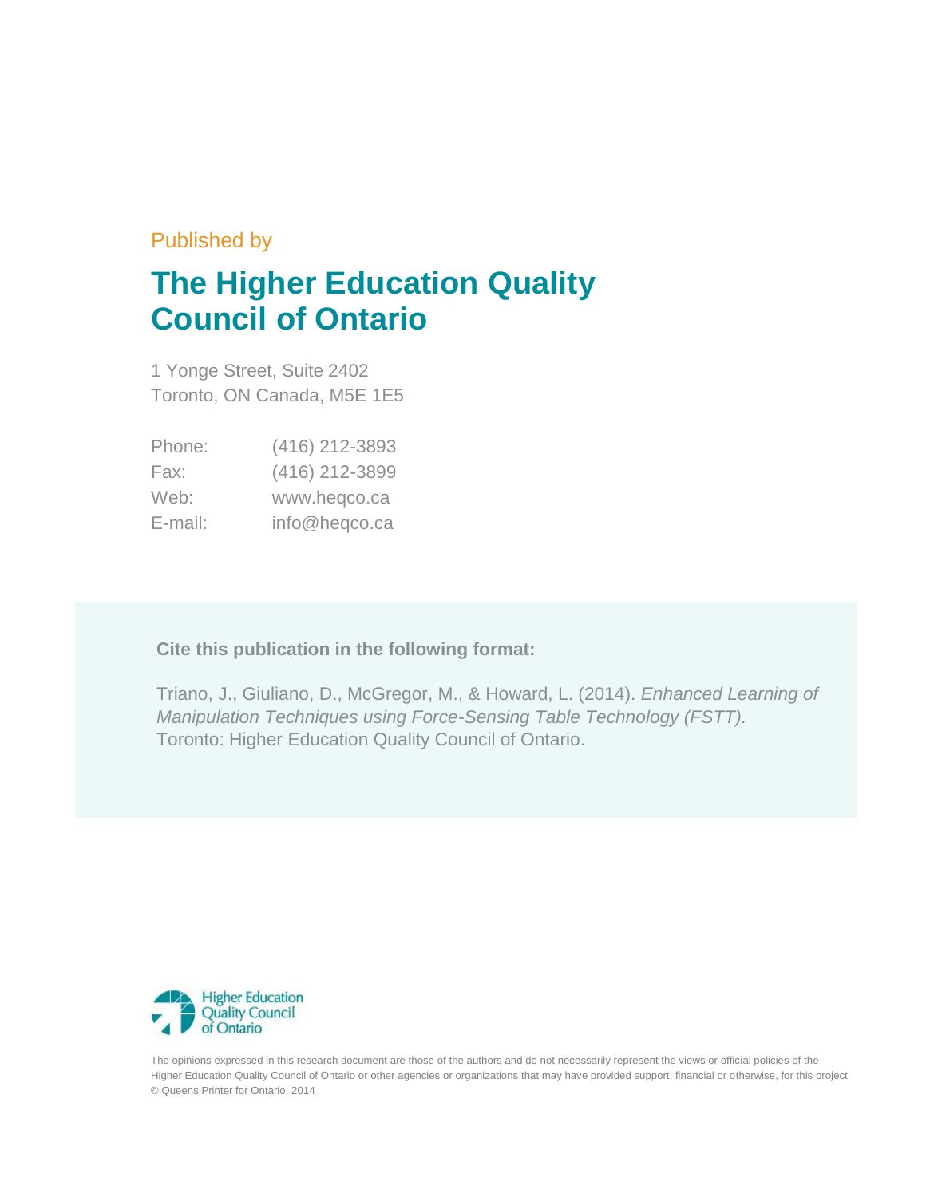Published by

# The Higher Education Quality Council of Ontario

1 Yonge Street, Suite 2402
Toronto, ON Canada, M5E 1E5

| | |
|---|---|
| Phone: | (416) 212-3893 |
| Fax: | (416) 212-3899 |
| Web: | www.heqco.ca |
| E-mail: | info@heqco.ca |

**Cite this publication in the following format:**

Triano, J., Giuliano, D., McGregor, M., & Howard, L. (2014). *Enhanced Learning of Manipulation Techniques using Force-Sensing Table Technology (FSTT).* Toronto: Higher Education Quality Council of Ontario.

Higher Education Quality Council of Ontario

The opinions expressed in this research document are those of the authors and do not necessarily represent the views or official policies of the Higher Education Quality Council of Ontario or other agencies or organizations that may have provided support, financial or otherwise, for this project.
© Queens Printer for Ontario, 2014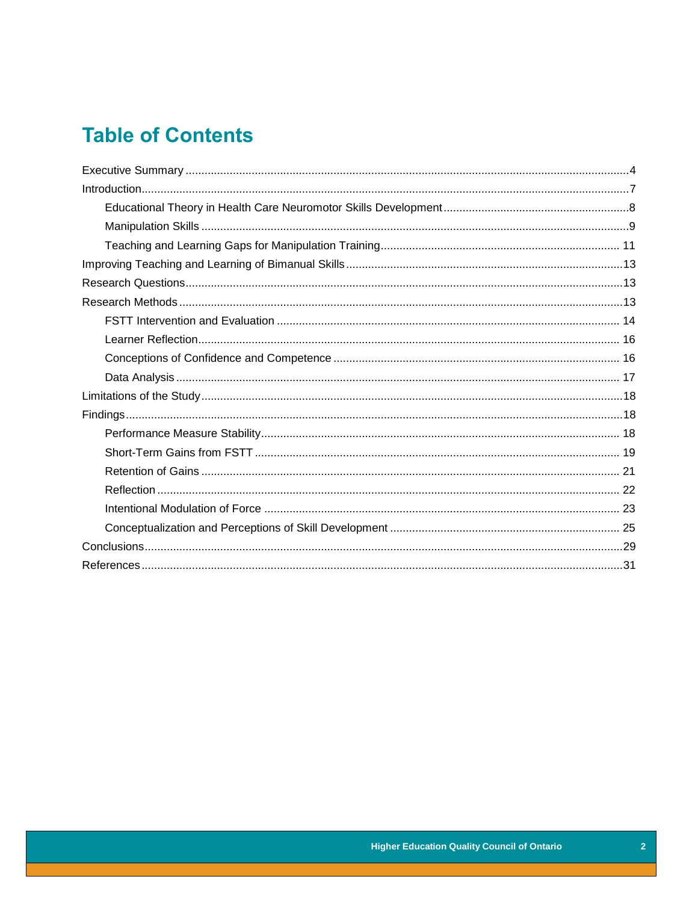# Table of Contents

Executive Summary ....................................................................................................................................4

Introduction.................................................................................................................................................7

- Educational Theory in Health Care Neuromotor Skills Development ........................................................8
- Manipulation Skills ..................................................................................................................................9
- Teaching and Learning Gaps for Manipulation Training ........................................................................ 11

Improving Teaching and Learning of Bimanual Skills ...............................................................................13

Research Questions..................................................................................................................................13

Research Methods ...................................................................................................................................13

- FSTT Intervention and Evaluation ......................................................................................................... 14
- Learner Reflection.................................................................................................................................. 16
- Conceptions of Confidence and Competence ....................................................................................... 16
- Data Analysis ......................................................................................................................................... 17

Limitations of the Study ............................................................................................................................18

Findings.....................................................................................................................................................18

- Performance Measure Stability.............................................................................................................. 18
- Short-Term Gains from FSTT ................................................................................................................ 19
- Retention of Gains ................................................................................................................................. 21
- Reflection ............................................................................................................................................... 22
- Intentional Modulation of Force ............................................................................................................. 23
- Conceptualization and Perceptions of Skill Development ...................................................................... 25

Conclusions ..............................................................................................................................................29

References ...............................................................................................................................................31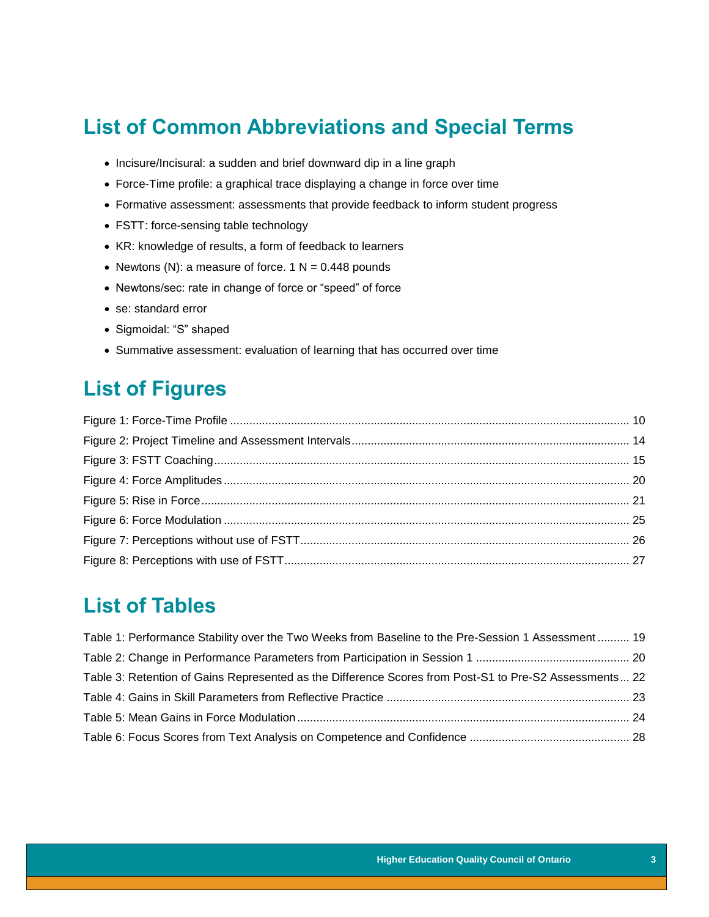## List of Common Abbreviations and Special Terms

- Incisure/Incisural: a sudden and brief downward dip in a line graph
- Force-Time profile: a graphical trace displaying a change in force over time
- Formative assessment: assessments that provide feedback to inform student progress
- FSTT: force-sensing table technology
- KR: knowledge of results, a form of feedback to learners
- Newtons (N): a measure of force. 1 N = 0.448 pounds
- Newtons/sec: rate in change of force or "speed" of force
- se: standard error
- Sigmoidal: "S" shaped
- Summative assessment: evaluation of learning that has occurred over time

## List of Figures

Figure 1: Force-Time Profile ... 10
Figure 2: Project Timeline and Assessment Intervals ... 14
Figure 3: FSTT Coaching ... 15
Figure 4: Force Amplitudes ... 20
Figure 5: Rise in Force ... 21
Figure 6: Force Modulation ... 25
Figure 7: Perceptions without use of FSTT ... 26
Figure 8: Perceptions with use of FSTT ... 27

## List of Tables

Table 1: Performance Stability over the Two Weeks from Baseline to the Pre-Session 1 Assessment ... 19
Table 2: Change in Performance Parameters from Participation in Session 1 ... 20
Table 3: Retention of Gains Represented as the Difference Scores from Post-S1 to Pre-S2 Assessments ... 22
Table 4: Gains in Skill Parameters from Reflective Practice ... 23
Table 5: Mean Gains in Force Modulation ... 24
Table 6: Focus Scores from Text Analysis on Competence and Confidence ... 28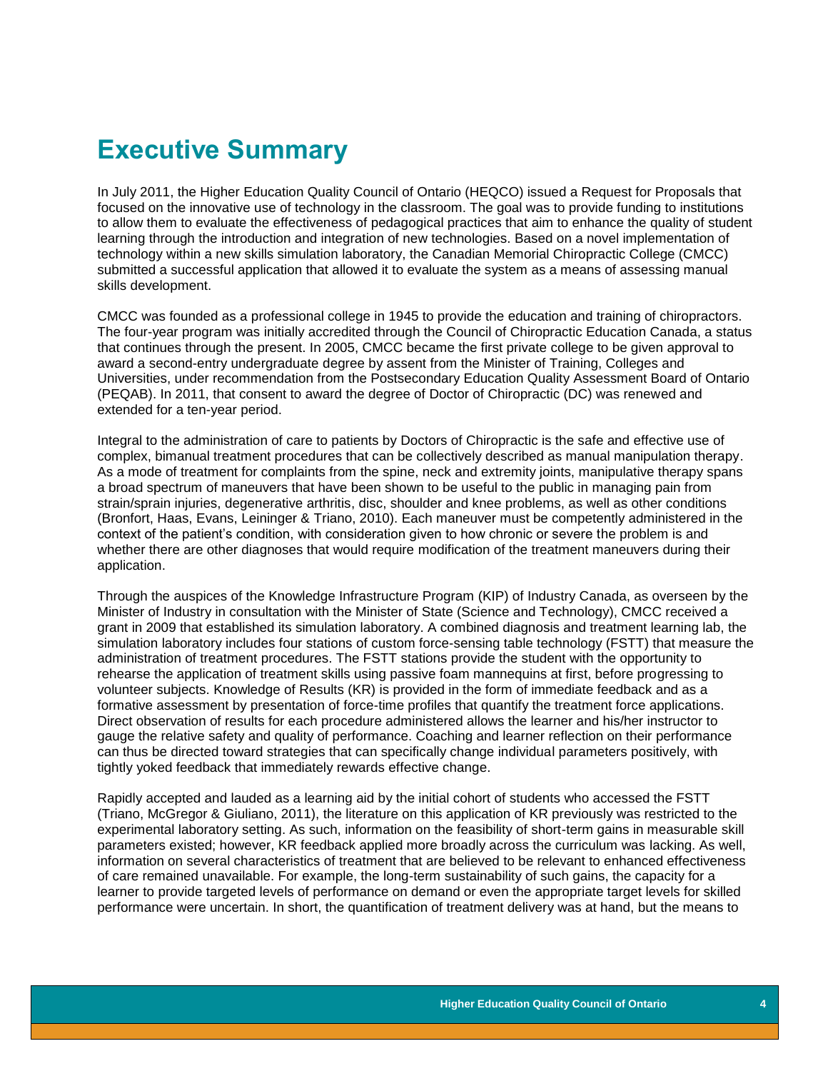# Executive Summary

In July 2011, the Higher Education Quality Council of Ontario (HEQCO) issued a Request for Proposals that focused on the innovative use of technology in the classroom. The goal was to provide funding to institutions to allow them to evaluate the effectiveness of pedagogical practices that aim to enhance the quality of student learning through the introduction and integration of new technologies. Based on a novel implementation of technology within a new skills simulation laboratory, the Canadian Memorial Chiropractic College (CMCC) submitted a successful application that allowed it to evaluate the system as a means of assessing manual skills development.

CMCC was founded as a professional college in 1945 to provide the education and training of chiropractors. The four-year program was initially accredited through the Council of Chiropractic Education Canada, a status that continues through the present. In 2005, CMCC became the first private college to be given approval to award a second-entry undergraduate degree by assent from the Minister of Training, Colleges and Universities, under recommendation from the Postsecondary Education Quality Assessment Board of Ontario (PEQAB). In 2011, that consent to award the degree of Doctor of Chiropractic (DC) was renewed and extended for a ten-year period.

Integral to the administration of care to patients by Doctors of Chiropractic is the safe and effective use of complex, bimanual treatment procedures that can be collectively described as manual manipulation therapy. As a mode of treatment for complaints from the spine, neck and extremity joints, manipulative therapy spans a broad spectrum of maneuvers that have been shown to be useful to the public in managing pain from strain/sprain injuries, degenerative arthritis, disc, shoulder and knee problems, as well as other conditions (Bronfort, Haas, Evans, Leininger & Triano, 2010). Each maneuver must be competently administered in the context of the patient's condition, with consideration given to how chronic or severe the problem is and whether there are other diagnoses that would require modification of the treatment maneuvers during their application.

Through the auspices of the Knowledge Infrastructure Program (KIP) of Industry Canada, as overseen by the Minister of Industry in consultation with the Minister of State (Science and Technology), CMCC received a grant in 2009 that established its simulation laboratory. A combined diagnosis and treatment learning lab, the simulation laboratory includes four stations of custom force-sensing table technology (FSTT) that measure the administration of treatment procedures. The FSTT stations provide the student with the opportunity to rehearse the application of treatment skills using passive foam mannequins at first, before progressing to volunteer subjects. Knowledge of Results (KR) is provided in the form of immediate feedback and as a formative assessment by presentation of force-time profiles that quantify the treatment force applications. Direct observation of results for each procedure administered allows the learner and his/her instructor to gauge the relative safety and quality of performance. Coaching and learner reflection on their performance can thus be directed toward strategies that can specifically change individual parameters positively, with tightly yoked feedback that immediately rewards effective change.

Rapidly accepted and lauded as a learning aid by the initial cohort of students who accessed the FSTT (Triano, McGregor & Giuliano, 2011), the literature on this application of KR previously was restricted to the experimental laboratory setting. As such, information on the feasibility of short-term gains in measurable skill parameters existed; however, KR feedback applied more broadly across the curriculum was lacking. As well, information on several characteristics of treatment that are believed to be relevant to enhanced effectiveness of care remained unavailable. For example, the long-term sustainability of such gains, the capacity for a learner to provide targeted levels of performance on demand or even the appropriate target levels for skilled performance were uncertain. In short, the quantification of treatment delivery was at hand, but the means to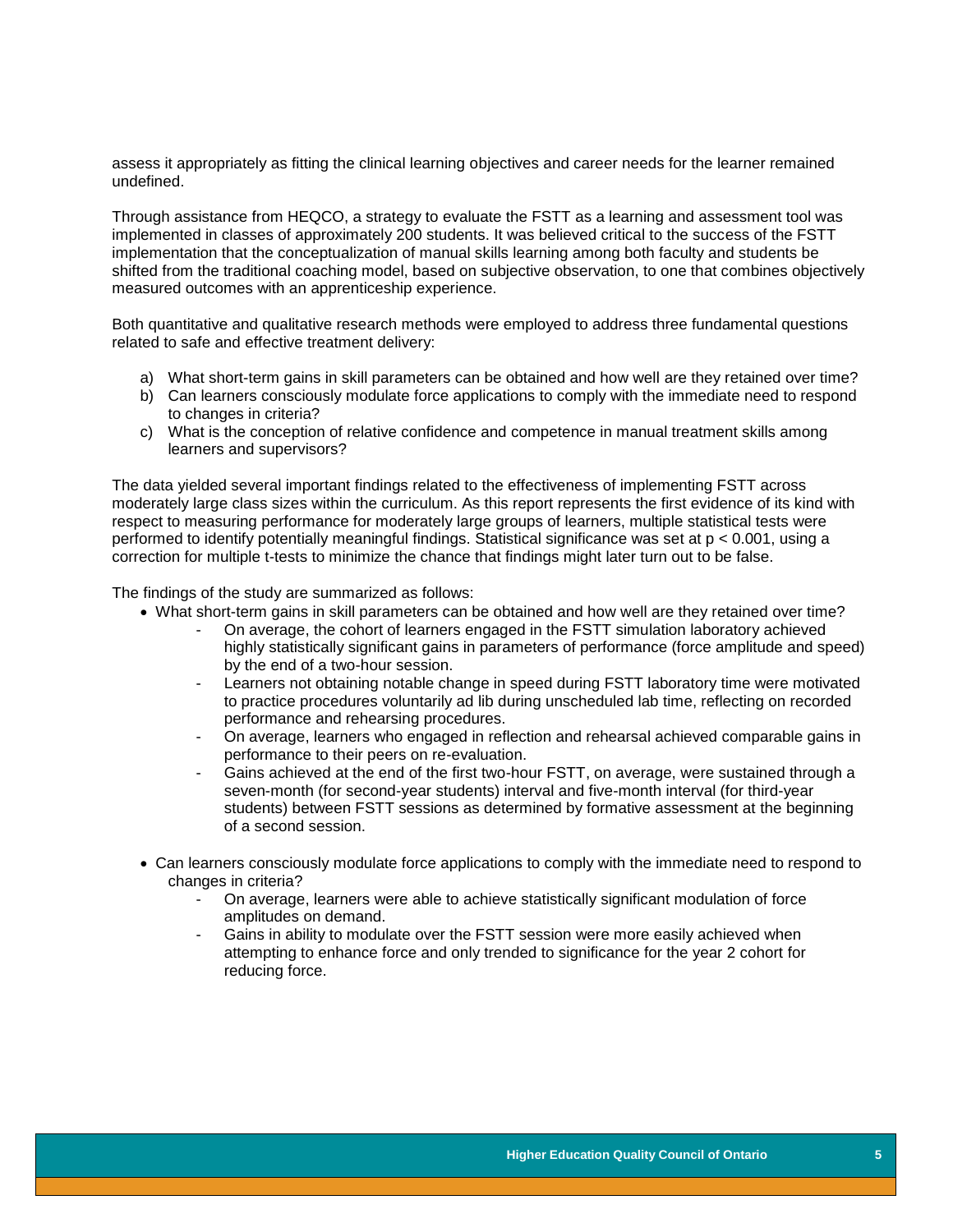assess it appropriately as fitting the clinical learning objectives and career needs for the learner remained undefined.

Through assistance from HEQCO, a strategy to evaluate the FSTT as a learning and assessment tool was implemented in classes of approximately 200 students. It was believed critical to the success of the FSTT implementation that the conceptualization of manual skills learning among both faculty and students be shifted from the traditional coaching model, based on subjective observation, to one that combines objectively measured outcomes with an apprenticeship experience.

Both quantitative and qualitative research methods were employed to address three fundamental questions related to safe and effective treatment delivery:

a) What short-term gains in skill parameters can be obtained and how well are they retained over time?
b) Can learners consciously modulate force applications to comply with the immediate need to respond to changes in criteria?
c) What is the conception of relative confidence and competence in manual treatment skills among learners and supervisors?

The data yielded several important findings related to the effectiveness of implementing FSTT across moderately large class sizes within the curriculum. As this report represents the first evidence of its kind with respect to measuring performance for moderately large groups of learners, multiple statistical tests were performed to identify potentially meaningful findings. Statistical significance was set at $p < 0.001$, using a correction for multiple t-tests to minimize the chance that findings might later turn out to be false.

The findings of the study are summarized as follows:

- What short-term gains in skill parameters can be obtained and how well are they retained over time?
    - On average, the cohort of learners engaged in the FSTT simulation laboratory achieved highly statistically significant gains in parameters of performance (force amplitude and speed) by the end of a two-hour session.
    - Learners not obtaining notable change in speed during FSTT laboratory time were motivated to practice procedures voluntarily ad lib during unscheduled lab time, reflecting on recorded performance and rehearsing procedures.
    - On average, learners who engaged in reflection and rehearsal achieved comparable gains in performance to their peers on re-evaluation.
    - Gains achieved at the end of the first two-hour FSTT, on average, were sustained through a seven-month (for second-year students) interval and five-month interval (for third-year students) between FSTT sessions as determined by formative assessment at the beginning of a second session.
- Can learners consciously modulate force applications to comply with the immediate need to respond to changes in criteria?
    - On average, learners were able to achieve statistically significant modulation of force amplitudes on demand.
    - Gains in ability to modulate over the FSTT session were more easily achieved when attempting to enhance force and only trended to significance for the year 2 cohort for reducing force.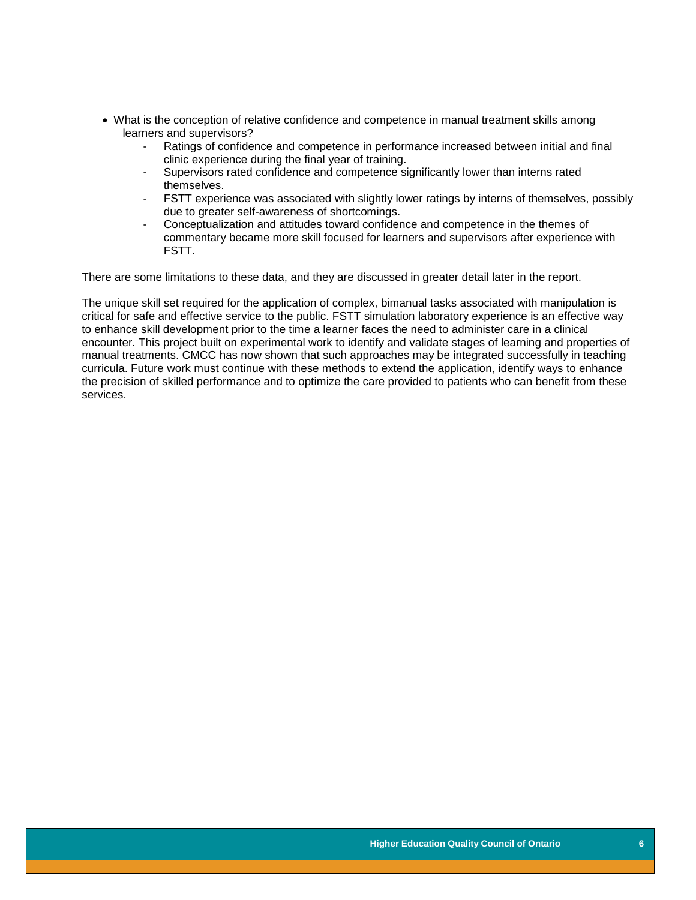- What is the conception of relative confidence and competence in manual treatment skills among learners and supervisors?
    - Ratings of confidence and competence in performance increased between initial and final clinic experience during the final year of training.
    - Supervisors rated confidence and competence significantly lower than interns rated themselves.
    - FSTT experience was associated with slightly lower ratings by interns of themselves, possibly due to greater self-awareness of shortcomings.
    - Conceptualization and attitudes toward confidence and competence in the themes of commentary became more skill focused for learners and supervisors after experience with FSTT.

There are some limitations to these data, and they are discussed in greater detail later in the report.

The unique skill set required for the application of complex, bimanual tasks associated with manipulation is critical for safe and effective service to the public. FSTT simulation laboratory experience is an effective way to enhance skill development prior to the time a learner faces the need to administer care in a clinical encounter. This project built on experimental work to identify and validate stages of learning and properties of manual treatments. CMCC has now shown that such approaches may be integrated successfully in teaching curricula. Future work must continue with these methods to extend the application, identify ways to enhance the precision of skilled performance and to optimize the care provided to patients who can benefit from these services.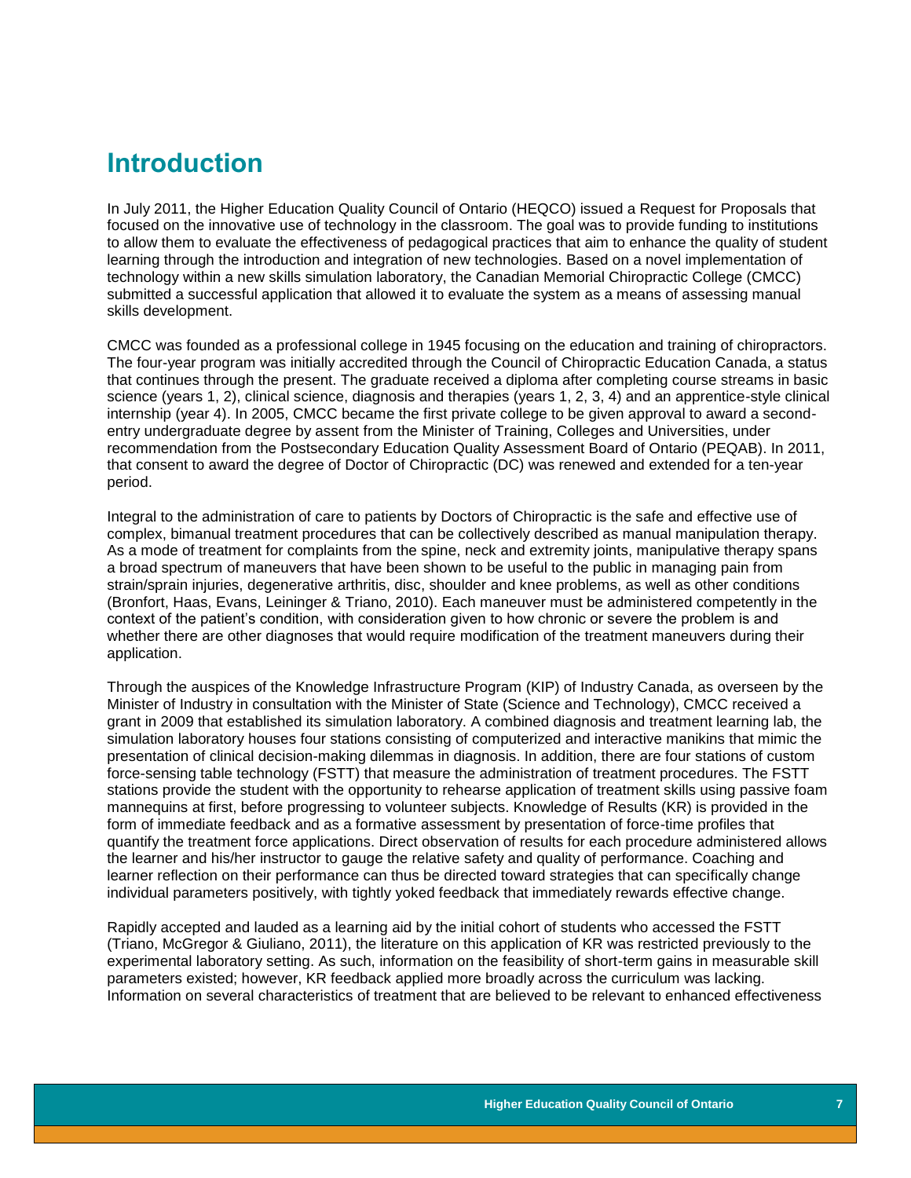# Introduction

In July 2011, the Higher Education Quality Council of Ontario (HEQCO) issued a Request for Proposals that focused on the innovative use of technology in the classroom. The goal was to provide funding to institutions to allow them to evaluate the effectiveness of pedagogical practices that aim to enhance the quality of student learning through the introduction and integration of new technologies. Based on a novel implementation of technology within a new skills simulation laboratory, the Canadian Memorial Chiropractic College (CMCC) submitted a successful application that allowed it to evaluate the system as a means of assessing manual skills development.

CMCC was founded as a professional college in 1945 focusing on the education and training of chiropractors. The four-year program was initially accredited through the Council of Chiropractic Education Canada, a status that continues through the present. The graduate received a diploma after completing course streams in basic science (years 1, 2), clinical science, diagnosis and therapies (years 1, 2, 3, 4) and an apprentice-style clinical internship (year 4). In 2005, CMCC became the first private college to be given approval to award a second-entry undergraduate degree by assent from the Minister of Training, Colleges and Universities, under recommendation from the Postsecondary Education Quality Assessment Board of Ontario (PEQAB). In 2011, that consent to award the degree of Doctor of Chiropractic (DC) was renewed and extended for a ten-year period.

Integral to the administration of care to patients by Doctors of Chiropractic is the safe and effective use of complex, bimanual treatment procedures that can be collectively described as manual manipulation therapy. As a mode of treatment for complaints from the spine, neck and extremity joints, manipulative therapy spans a broad spectrum of maneuvers that have been shown to be useful to the public in managing pain from strain/sprain injuries, degenerative arthritis, disc, shoulder and knee problems, as well as other conditions (Bronfort, Haas, Evans, Leininger & Triano, 2010). Each maneuver must be administered competently in the context of the patient's condition, with consideration given to how chronic or severe the problem is and whether there are other diagnoses that would require modification of the treatment maneuvers during their application.

Through the auspices of the Knowledge Infrastructure Program (KIP) of Industry Canada, as overseen by the Minister of Industry in consultation with the Minister of State (Science and Technology), CMCC received a grant in 2009 that established its simulation laboratory. A combined diagnosis and treatment learning lab, the simulation laboratory houses four stations consisting of computerized and interactive manikins that mimic the presentation of clinical decision-making dilemmas in diagnosis. In addition, there are four stations of custom force-sensing table technology (FSTT) that measure the administration of treatment procedures. The FSTT stations provide the student with the opportunity to rehearse application of treatment skills using passive foam mannequins at first, before progressing to volunteer subjects. Knowledge of Results (KR) is provided in the form of immediate feedback and as a formative assessment by presentation of force-time profiles that quantify the treatment force applications. Direct observation of results for each procedure administered allows the learner and his/her instructor to gauge the relative safety and quality of performance. Coaching and learner reflection on their performance can thus be directed toward strategies that can specifically change individual parameters positively, with tightly yoked feedback that immediately rewards effective change.

Rapidly accepted and lauded as a learning aid by the initial cohort of students who accessed the FSTT (Triano, McGregor & Giuliano, 2011), the literature on this application of KR was restricted previously to the experimental laboratory setting. As such, information on the feasibility of short-term gains in measurable skill parameters existed; however, KR feedback applied more broadly across the curriculum was lacking. Information on several characteristics of treatment that are believed to be relevant to enhanced effectiveness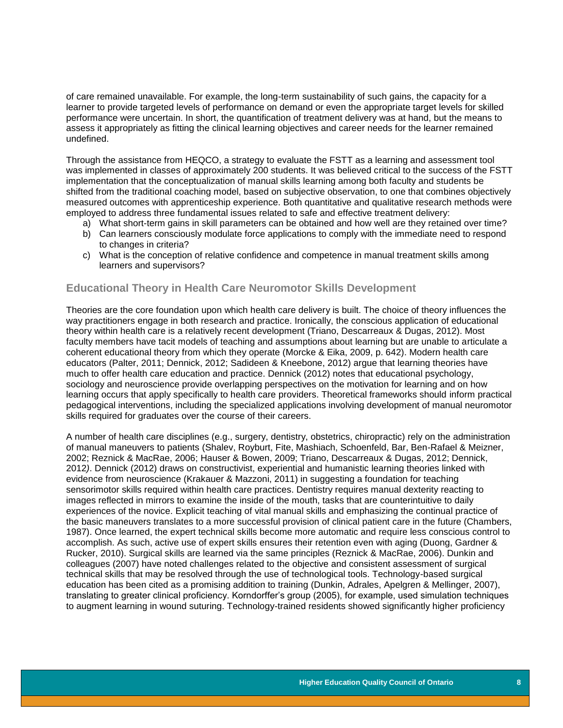of care remained unavailable. For example, the long-term sustainability of such gains, the capacity for a learner to provide targeted levels of performance on demand or even the appropriate target levels for skilled performance were uncertain. In short, the quantification of treatment delivery was at hand, but the means to assess it appropriately as fitting the clinical learning objectives and career needs for the learner remained undefined.

Through the assistance from HEQCO, a strategy to evaluate the FSTT as a learning and assessment tool was implemented in classes of approximately 200 students. It was believed critical to the success of the FSTT implementation that the conceptualization of manual skills learning among both faculty and students be shifted from the traditional coaching model, based on subjective observation, to one that combines objectively measured outcomes with apprenticeship experience. Both quantitative and qualitative research methods were employed to address three fundamental issues related to safe and effective treatment delivery:

a) What short-term gains in skill parameters can be obtained and how well are they retained over time?
b) Can learners consciously modulate force applications to comply with the immediate need to respond to changes in criteria?
c) What is the conception of relative confidence and competence in manual treatment skills among learners and supervisors?

## Educational Theory in Health Care Neuromotor Skills Development

Theories are the core foundation upon which health care delivery is built. The choice of theory influences the way practitioners engage in both research and practice. Ironically, the conscious application of educational theory within health care is a relatively recent development (Triano, Descarreaux & Dugas, 2012). Most faculty members have tacit models of teaching and assumptions about learning but are unable to articulate a coherent educational theory from which they operate (Morcke & Eika, 2009, p. 642). Modern health care educators (Palter, 2011; Dennick, 2012; Sadideen & Kneebone, 2012) argue that learning theories have much to offer health care education and practice. Dennick (2012) notes that educational psychology, sociology and neuroscience provide overlapping perspectives on the motivation for learning and on how learning occurs that apply specifically to health care providers. Theoretical frameworks should inform practical pedagogical interventions, including the specialized applications involving development of manual neuromotor skills required for graduates over the course of their careers.

A number of health care disciplines (e.g., surgery, dentistry, obstetrics, chiropractic) rely on the administration of manual maneuvers to patients (Shalev, Royburt, Fite, Mashiach, Schoenfeld, Bar, Ben-Rafael & Meizner, 2002; Reznick & MacRae, 2006; Hauser & Bowen, 2009; Triano, Descarreaux & Dugas, 2012; Dennick, 2012). Dennick (2012) draws on constructivist, experiential and humanistic learning theories linked with evidence from neuroscience (Krakauer & Mazzoni, 2011) in suggesting a foundation for teaching sensorimotor skills required within health care practices. Dentistry requires manual dexterity reacting to images reflected in mirrors to examine the inside of the mouth, tasks that are counterintuitive to daily experiences of the novice. Explicit teaching of vital manual skills and emphasizing the continual practice of the basic maneuvers translates to a more successful provision of clinical patient care in the future (Chambers, 1987). Once learned, the expert technical skills become more automatic and require less conscious control to accomplish. As such, active use of expert skills ensures their retention even with aging (Duong, Gardner & Rucker, 2010). Surgical skills are learned via the same principles (Reznick & MacRae, 2006). Dunkin and colleagues (2007) have noted challenges related to the objective and consistent assessment of surgical technical skills that may be resolved through the use of technological tools. Technology-based surgical education has been cited as a promising addition to training (Dunkin, Adrales, Apelgren & Mellinger, 2007), translating to greater clinical proficiency. Korndorffer's group (2005), for example, used simulation techniques to augment learning in wound suturing. Technology-trained residents showed significantly higher proficiency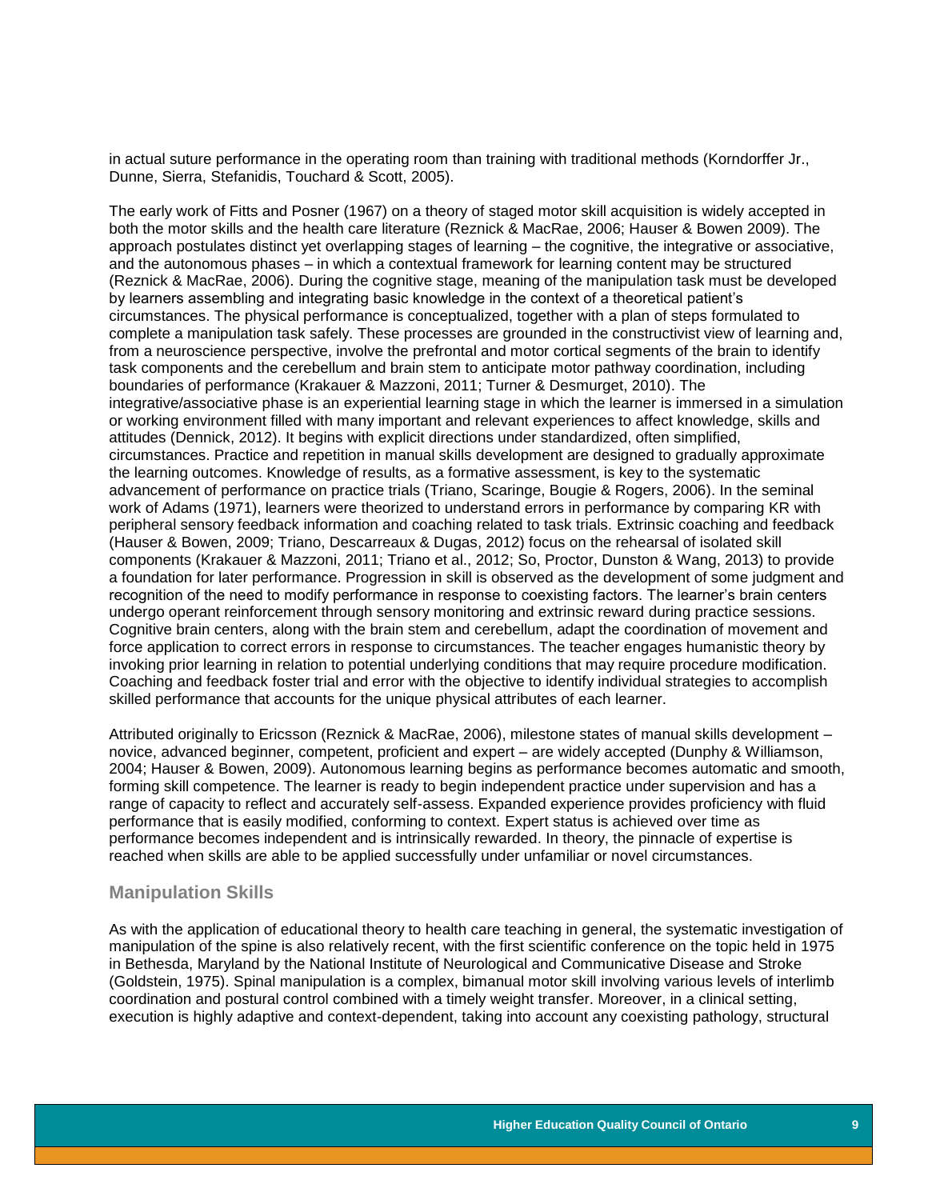in actual suture performance in the operating room than training with traditional methods (Korndorffer Jr., Dunne, Sierra, Stefanidis, Touchard & Scott, 2005).

The early work of Fitts and Posner (1967) on a theory of staged motor skill acquisition is widely accepted in both the motor skills and the health care literature (Reznick & MacRae, 2006; Hauser & Bowen 2009). The approach postulates distinct yet overlapping stages of learning – the cognitive, the integrative or associative, and the autonomous phases – in which a contextual framework for learning content may be structured (Reznick & MacRae, 2006). During the cognitive stage, meaning of the manipulation task must be developed by learners assembling and integrating basic knowledge in the context of a theoretical patient's circumstances. The physical performance is conceptualized, together with a plan of steps formulated to complete a manipulation task safely. These processes are grounded in the constructivist view of learning and, from a neuroscience perspective, involve the prefrontal and motor cortical segments of the brain to identify task components and the cerebellum and brain stem to anticipate motor pathway coordination, including boundaries of performance (Krakauer & Mazzoni, 2011; Turner & Desmurget, 2010). The integrative/associative phase is an experiential learning stage in which the learner is immersed in a simulation or working environment filled with many important and relevant experiences to affect knowledge, skills and attitudes (Dennick, 2012). It begins with explicit directions under standardized, often simplified, circumstances. Practice and repetition in manual skills development are designed to gradually approximate the learning outcomes. Knowledge of results, as a formative assessment, is key to the systematic advancement of performance on practice trials (Triano, Scaringe, Bougie & Rogers, 2006). In the seminal work of Adams (1971), learners were theorized to understand errors in performance by comparing KR with peripheral sensory feedback information and coaching related to task trials. Extrinsic coaching and feedback (Hauser & Bowen, 2009; Triano, Descarreaux & Dugas, 2012) focus on the rehearsal of isolated skill components (Krakauer & Mazzoni, 2011; Triano et al., 2012; So, Proctor, Dunston & Wang, 2013) to provide a foundation for later performance. Progression in skill is observed as the development of some judgment and recognition of the need to modify performance in response to coexisting factors. The learner's brain centers undergo operant reinforcement through sensory monitoring and extrinsic reward during practice sessions. Cognitive brain centers, along with the brain stem and cerebellum, adapt the coordination of movement and force application to correct errors in response to circumstances. The teacher engages humanistic theory by invoking prior learning in relation to potential underlying conditions that may require procedure modification. Coaching and feedback foster trial and error with the objective to identify individual strategies to accomplish skilled performance that accounts for the unique physical attributes of each learner.

Attributed originally to Ericsson (Reznick & MacRae, 2006), milestone states of manual skills development – novice, advanced beginner, competent, proficient and expert – are widely accepted (Dunphy & Williamson, 2004; Hauser & Bowen, 2009). Autonomous learning begins as performance becomes automatic and smooth, forming skill competence. The learner is ready to begin independent practice under supervision and has a range of capacity to reflect and accurately self-assess. Expanded experience provides proficiency with fluid performance that is easily modified, conforming to context. Expert status is achieved over time as performance becomes independent and is intrinsically rewarded. In theory, the pinnacle of expertise is reached when skills are able to be applied successfully under unfamiliar or novel circumstances.

## Manipulation Skills

As with the application of educational theory to health care teaching in general, the systematic investigation of manipulation of the spine is also relatively recent, with the first scientific conference on the topic held in 1975 in Bethesda, Maryland by the National Institute of Neurological and Communicative Disease and Stroke (Goldstein, 1975). Spinal manipulation is a complex, bimanual motor skill involving various levels of interlimb coordination and postural control combined with a timely weight transfer. Moreover, in a clinical setting, execution is highly adaptive and context-dependent, taking into account any coexisting pathology, structural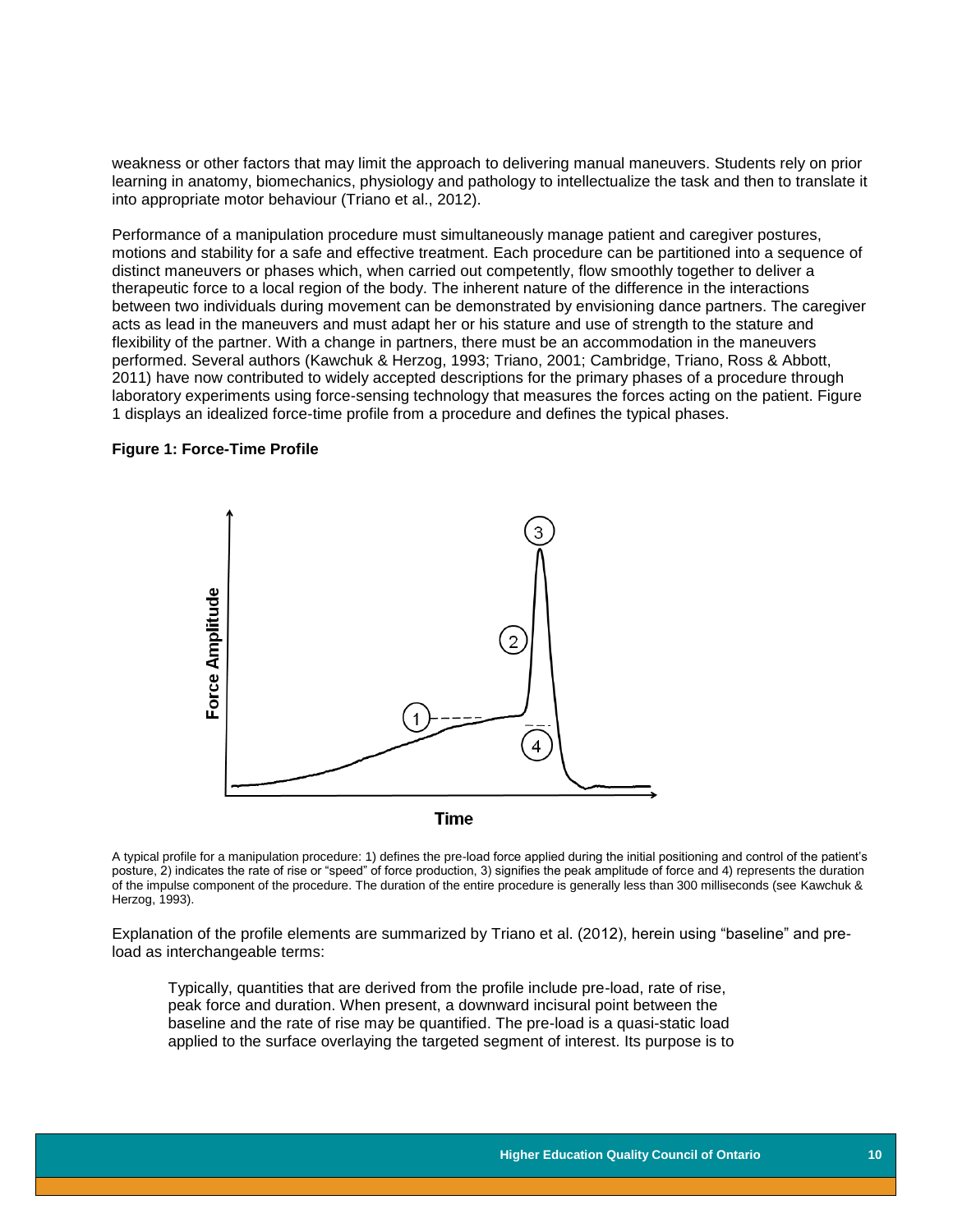weakness or other factors that may limit the approach to delivering manual maneuvers. Students rely on prior learning in anatomy, biomechanics, physiology and pathology to intellectualize the task and then to translate it into appropriate motor behaviour (Triano et al., 2012).

Performance of a manipulation procedure must simultaneously manage patient and caregiver postures, motions and stability for a safe and effective treatment. Each procedure can be partitioned into a sequence of distinct maneuvers or phases which, when carried out competently, flow smoothly together to deliver a therapeutic force to a local region of the body. The inherent nature of the difference in the interactions between two individuals during movement can be demonstrated by envisioning dance partners. The caregiver acts as lead in the maneuvers and must adapt her or his stature and use of strength to the stature and flexibility of the partner. With a change in partners, there must be an accommodation in the maneuvers performed. Several authors (Kawchuk & Herzog, 1993; Triano, 2001; Cambridge, Triano, Ross & Abbott, 2011) have now contributed to widely accepted descriptions for the primary phases of a procedure through laboratory experiments using force-sensing technology that measures the forces acting on the patient. Figure 1 displays an idealized force-time profile from a procedure and defines the typical phases.

**Figure 1: Force-Time Profile**

A typical profile for a manipulation procedure: 1) defines the pre-load force applied during the initial positioning and control of the patient's posture, 2) indicates the rate of rise or "speed" of force production, 3) signifies the peak amplitude of force and 4) represents the duration of the impulse component of the procedure. The duration of the entire procedure is generally less than 300 milliseconds (see Kawchuk & Herzog, 1993).

Explanation of the profile elements are summarized by Triano et al. (2012), herein using "baseline" and pre-load as interchangeable terms:

> Typically, quantities that are derived from the profile include pre-load, rate of rise, peak force and duration. When present, a downward incisural point between the baseline and the rate of rise may be quantified. The pre-load is a quasi-static load applied to the surface overlaying the targeted segment of interest. Its purpose is to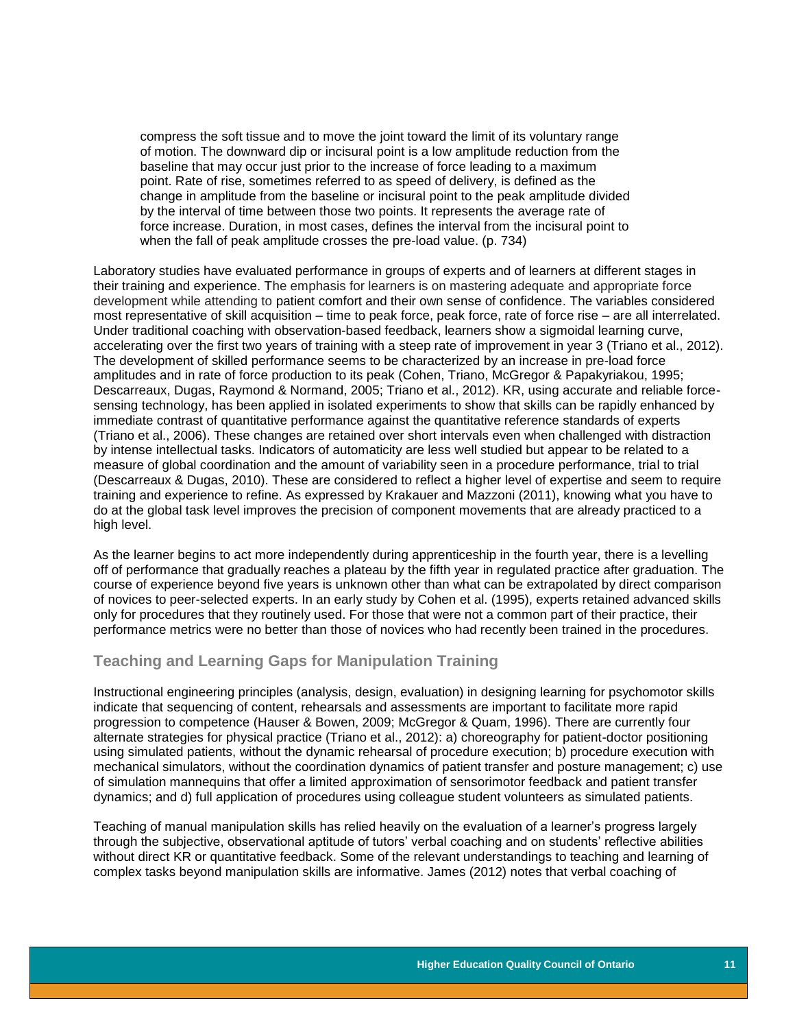> compress the soft tissue and to move the joint toward the limit of its voluntary range of motion. The downward dip or incisural point is a low amplitude reduction from the baseline that may occur just prior to the increase of force leading to a maximum point. Rate of rise, sometimes referred to as speed of delivery, is defined as the change in amplitude from the baseline or incisural point to the peak amplitude divided by the interval of time between those two points. It represents the average rate of force increase. Duration, in most cases, defines the interval from the incisural point to when the fall of peak amplitude crosses the pre-load value. (p. 734)

Laboratory studies have evaluated performance in groups of experts and of learners at different stages in their training and experience. The emphasis for learners is on mastering adequate and appropriate force development while attending to patient comfort and their own sense of confidence. The variables considered most representative of skill acquisition – time to peak force, peak force, rate of force rise – are all interrelated. Under traditional coaching with observation-based feedback, learners show a sigmoidal learning curve, accelerating over the first two years of training with a steep rate of improvement in year 3 (Triano et al., 2012). The development of skilled performance seems to be characterized by an increase in pre-load force amplitudes and in rate of force production to its peak (Cohen, Triano, McGregor & Papakyriakou, 1995; Descarreaux, Dugas, Raymond & Normand, 2005; Triano et al., 2012). KR, using accurate and reliable force-sensing technology, has been applied in isolated experiments to show that skills can be rapidly enhanced by immediate contrast of quantitative performance against the quantitative reference standards of experts (Triano et al., 2006). These changes are retained over short intervals even when challenged with distraction by intense intellectual tasks. Indicators of automaticity are less well studied but appear to be related to a measure of global coordination and the amount of variability seen in a procedure performance, trial to trial (Descarreaux & Dugas, 2010). These are considered to reflect a higher level of expertise and seem to require training and experience to refine. As expressed by Krakauer and Mazzoni (2011), knowing what you have to do at the global task level improves the precision of component movements that are already practiced to a high level.

As the learner begins to act more independently during apprenticeship in the fourth year, there is a levelling off of performance that gradually reaches a plateau by the fifth year in regulated practice after graduation. The course of experience beyond five years is unknown other than what can be extrapolated by direct comparison of novices to peer-selected experts. In an early study by Cohen et al. (1995), experts retained advanced skills only for procedures that they routinely used. For those that were not a common part of their practice, their performance metrics were no better than those of novices who had recently been trained in the procedures.

## Teaching and Learning Gaps for Manipulation Training

Instructional engineering principles (analysis, design, evaluation) in designing learning for psychomotor skills indicate that sequencing of content, rehearsals and assessments are important to facilitate more rapid progression to competence (Hauser & Bowen, 2009; McGregor & Quam, 1996). There are currently four alternate strategies for physical practice (Triano et al., 2012): a) choreography for patient-doctor positioning using simulated patients, without the dynamic rehearsal of procedure execution; b) procedure execution with mechanical simulators, without the coordination dynamics of patient transfer and posture management; c) use of simulation mannequins that offer a limited approximation of sensorimotor feedback and patient transfer dynamics; and d) full application of procedures using colleague student volunteers as simulated patients.

Teaching of manual manipulation skills has relied heavily on the evaluation of a learner's progress largely through the subjective, observational aptitude of tutors' verbal coaching and on students' reflective abilities without direct KR or quantitative feedback. Some of the relevant understandings to teaching and learning of complex tasks beyond manipulation skills are informative. James (2012) notes that verbal coaching of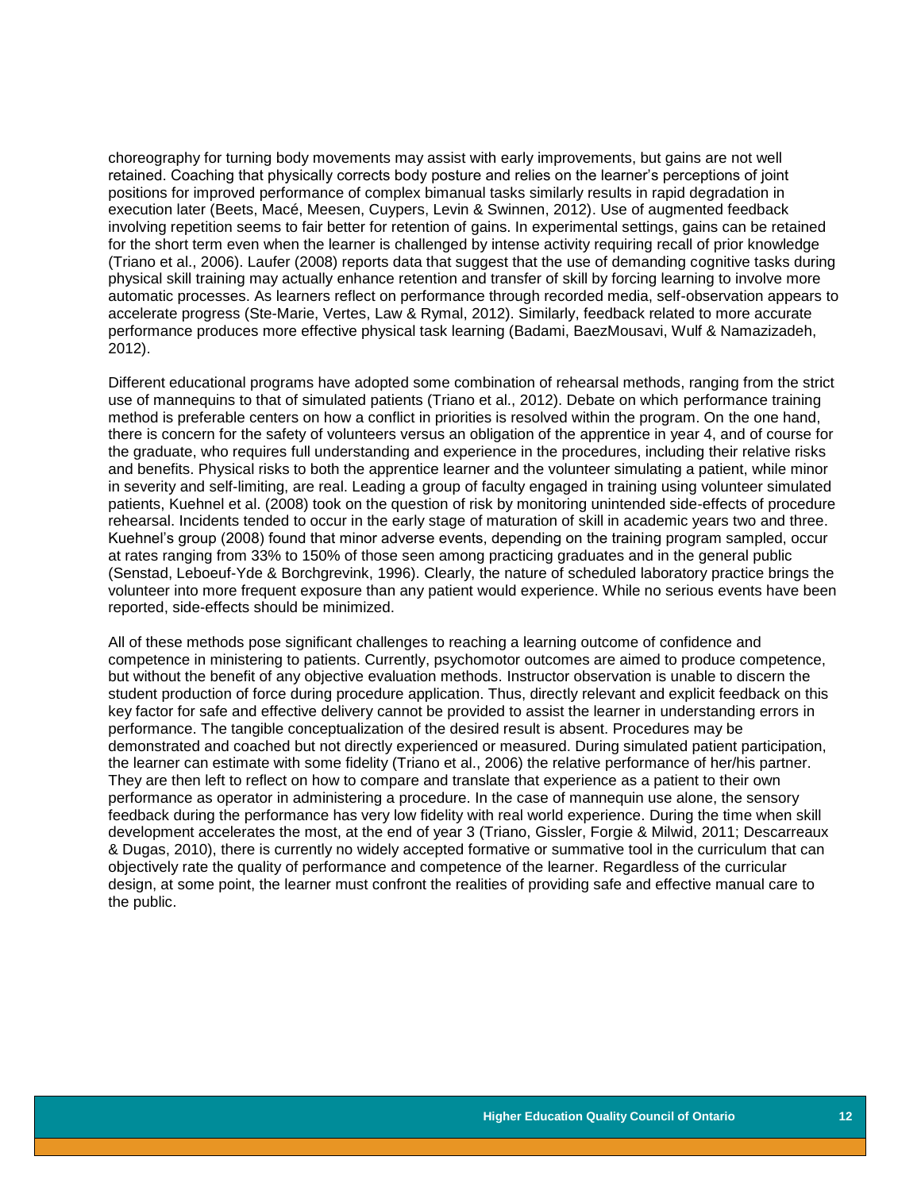choreography for turning body movements may assist with early improvements, but gains are not well retained. Coaching that physically corrects body posture and relies on the learner's perceptions of joint positions for improved performance of complex bimanual tasks similarly results in rapid degradation in execution later (Beets, Macé, Meesen, Cuypers, Levin & Swinnen, 2012). Use of augmented feedback involving repetition seems to fair better for retention of gains. In experimental settings, gains can be retained for the short term even when the learner is challenged by intense activity requiring recall of prior knowledge (Triano et al., 2006). Laufer (2008) reports data that suggest that the use of demanding cognitive tasks during physical skill training may actually enhance retention and transfer of skill by forcing learning to involve more automatic processes. As learners reflect on performance through recorded media, self-observation appears to accelerate progress (Ste-Marie, Vertes, Law & Rymal, 2012). Similarly, feedback related to more accurate performance produces more effective physical task learning (Badami, BaezMousavi, Wulf & Namazizadeh, 2012).

Different educational programs have adopted some combination of rehearsal methods, ranging from the strict use of mannequins to that of simulated patients (Triano et al., 2012). Debate on which performance training method is preferable centers on how a conflict in priorities is resolved within the program. On the one hand, there is concern for the safety of volunteers versus an obligation of the apprentice in year 4, and of course for the graduate, who requires full understanding and experience in the procedures, including their relative risks and benefits. Physical risks to both the apprentice learner and the volunteer simulating a patient, while minor in severity and self-limiting, are real. Leading a group of faculty engaged in training using volunteer simulated patients, Kuehnel et al. (2008) took on the question of risk by monitoring unintended side-effects of procedure rehearsal. Incidents tended to occur in the early stage of maturation of skill in academic years two and three. Kuehnel's group (2008) found that minor adverse events, depending on the training program sampled, occur at rates ranging from 33% to 150% of those seen among practicing graduates and in the general public (Senstad, Leboeuf-Yde & Borchgrevink, 1996). Clearly, the nature of scheduled laboratory practice brings the volunteer into more frequent exposure than any patient would experience. While no serious events have been reported, side-effects should be minimized.

All of these methods pose significant challenges to reaching a learning outcome of confidence and competence in ministering to patients. Currently, psychomotor outcomes are aimed to produce competence, but without the benefit of any objective evaluation methods. Instructor observation is unable to discern the student production of force during procedure application. Thus, directly relevant and explicit feedback on this key factor for safe and effective delivery cannot be provided to assist the learner in understanding errors in performance. The tangible conceptualization of the desired result is absent. Procedures may be demonstrated and coached but not directly experienced or measured. During simulated patient participation, the learner can estimate with some fidelity (Triano et al., 2006) the relative performance of her/his partner. They are then left to reflect on how to compare and translate that experience as a patient to their own performance as operator in administering a procedure. In the case of mannequin use alone, the sensory feedback during the performance has very low fidelity with real world experience. During the time when skill development accelerates the most, at the end of year 3 (Triano, Gissler, Forgie & Milwid, 2011; Descarreaux & Dugas, 2010), there is currently no widely accepted formative or summative tool in the curriculum that can objectively rate the quality of performance and competence of the learner. Regardless of the curricular design, at some point, the learner must confront the realities of providing safe and effective manual care to the public.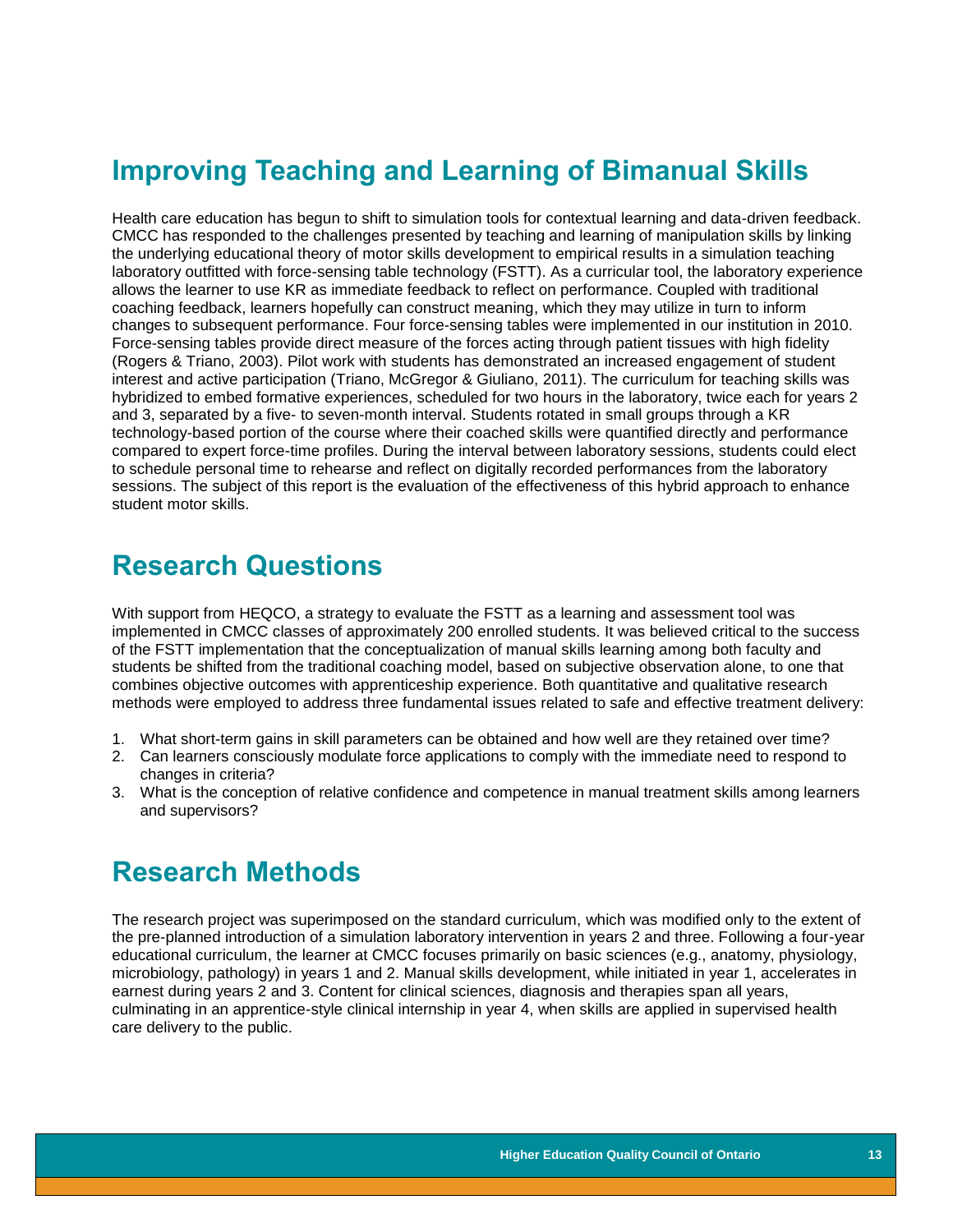## Improving Teaching and Learning of Bimanual Skills

Health care education has begun to shift to simulation tools for contextual learning and data-driven feedback. CMCC has responded to the challenges presented by teaching and learning of manipulation skills by linking the underlying educational theory of motor skills development to empirical results in a simulation teaching laboratory outfitted with force-sensing table technology (FSTT). As a curricular tool, the laboratory experience allows the learner to use KR as immediate feedback to reflect on performance. Coupled with traditional coaching feedback, learners hopefully can construct meaning, which they may utilize in turn to inform changes to subsequent performance. Four force-sensing tables were implemented in our institution in 2010. Force-sensing tables provide direct measure of the forces acting through patient tissues with high fidelity (Rogers & Triano, 2003). Pilot work with students has demonstrated an increased engagement of student interest and active participation (Triano, McGregor & Giuliano, 2011). The curriculum for teaching skills was hybridized to embed formative experiences, scheduled for two hours in the laboratory, twice each for years 2 and 3, separated by a five- to seven-month interval. Students rotated in small groups through a KR technology-based portion of the course where their coached skills were quantified directly and performance compared to expert force-time profiles. During the interval between laboratory sessions, students could elect to schedule personal time to rehearse and reflect on digitally recorded performances from the laboratory sessions. The subject of this report is the evaluation of the effectiveness of this hybrid approach to enhance student motor skills.

## Research Questions

With support from HEQCO, a strategy to evaluate the FSTT as a learning and assessment tool was implemented in CMCC classes of approximately 200 enrolled students. It was believed critical to the success of the FSTT implementation that the conceptualization of manual skills learning among both faculty and students be shifted from the traditional coaching model, based on subjective observation alone, to one that combines objective outcomes with apprenticeship experience. Both quantitative and qualitative research methods were employed to address three fundamental issues related to safe and effective treatment delivery:

1. What short-term gains in skill parameters can be obtained and how well are they retained over time?
2. Can learners consciously modulate force applications to comply with the immediate need to respond to changes in criteria?
3. What is the conception of relative confidence and competence in manual treatment skills among learners and supervisors?

## Research Methods

The research project was superimposed on the standard curriculum, which was modified only to the extent of the pre-planned introduction of a simulation laboratory intervention in years 2 and three. Following a four-year educational curriculum, the learner at CMCC focuses primarily on basic sciences (e.g., anatomy, physiology, microbiology, pathology) in years 1 and 2. Manual skills development, while initiated in year 1, accelerates in earnest during years 2 and 3. Content for clinical sciences, diagnosis and therapies span all years, culminating in an apprentice-style clinical internship in year 4, when skills are applied in supervised health care delivery to the public.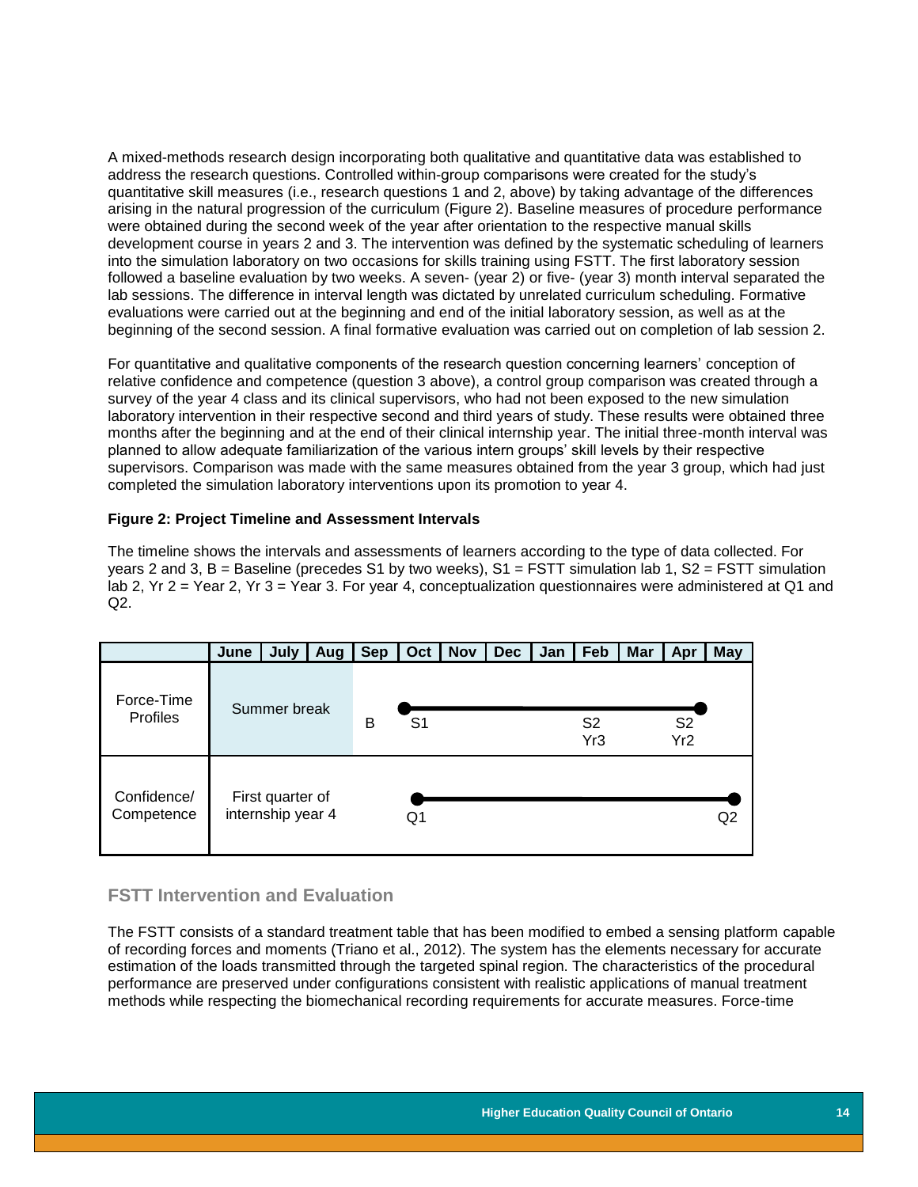A mixed-methods research design incorporating both qualitative and quantitative data was established to address the research questions. Controlled within-group comparisons were created for the study's quantitative skill measures (i.e., research questions 1 and 2, above) by taking advantage of the differences arising in the natural progression of the curriculum (Figure 2). Baseline measures of procedure performance were obtained during the second week of the year after orientation to the respective manual skills development course in years 2 and 3. The intervention was defined by the systematic scheduling of learners into the simulation laboratory on two occasions for skills training using FSTT. The first laboratory session followed a baseline evaluation by two weeks. A seven- (year 2) or five- (year 3) month interval separated the lab sessions. The difference in interval length was dictated by unrelated curriculum scheduling. Formative evaluations were carried out at the beginning and end of the initial laboratory session, as well as at the beginning of the second session. A final formative evaluation was carried out on completion of lab session 2.

For quantitative and qualitative components of the research question concerning learners' conception of relative confidence and competence (question 3 above), a control group comparison was created through a survey of the year 4 class and its clinical supervisors, who had not been exposed to the new simulation laboratory intervention in their respective second and third years of study. These results were obtained three months after the beginning and at the end of their clinical internship year. The initial three-month interval was planned to allow adequate familiarization of the various intern groups' skill levels by their respective supervisors. Comparison was made with the same measures obtained from the year 3 group, which had just completed the simulation laboratory interventions upon its promotion to year 4.

**Figure 2: Project Timeline and Assessment Intervals**

The timeline shows the intervals and assessments of learners according to the type of data collected. For years 2 and 3, B = Baseline (precedes S1 by two weeks), S1 = FSTT simulation lab 1, S2 = FSTT simulation lab 2, Yr 2 = Year 2, Yr 3 = Year 3. For year 4, conceptualization questionnaires were administered at Q1 and Q2.

| | June | July | Aug | Sep | Oct | Nov | Dec | Jan | Feb | Mar | Apr | May |
|---|---|---|---|---|---|---|---|---|---|---|---|---|
| Force-Time Profiles | Summer break | | | B | S1 | | | | S2 Yr3 | | S2 Yr2 | |
| Confidence/ Competence | First quarter of internship year 4 | | | | Q1 | | | | | | | Q2 |

## FSTT Intervention and Evaluation

The FSTT consists of a standard treatment table that has been modified to embed a sensing platform capable of recording forces and moments (Triano et al., 2012). The system has the elements necessary for accurate estimation of the loads transmitted through the targeted spinal region. The characteristics of the procedural performance are preserved under configurations consistent with realistic applications of manual treatment methods while respecting the biomechanical recording requirements for accurate measures. Force-time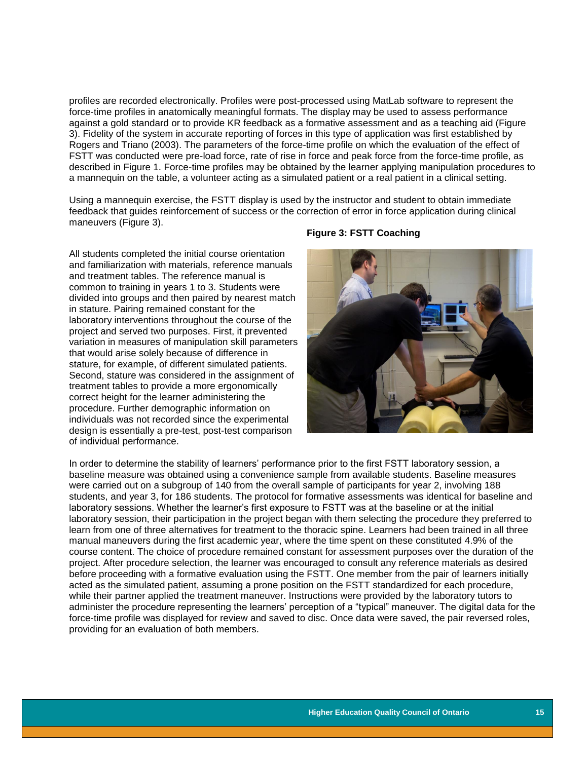profiles are recorded electronically. Profiles were post-processed using MatLab software to represent the force-time profiles in anatomically meaningful formats. The display may be used to assess performance against a gold standard or to provide KR feedback as a formative assessment and as a teaching aid (Figure 3). Fidelity of the system in accurate reporting of forces in this type of application was first established by Rogers and Triano (2003). The parameters of the force-time profile on which the evaluation of the effect of FSTT was conducted were pre-load force, rate of rise in force and peak force from the force-time profile, as described in Figure 1. Force-time profiles may be obtained by the learner applying manipulation procedures to a mannequin on the table, a volunteer acting as a simulated patient or a real patient in a clinical setting.

Using a mannequin exercise, the FSTT display is used by the instructor and student to obtain immediate feedback that guides reinforcement of success or the correction of error in force application during clinical maneuvers (Figure 3).

**Figure 3: FSTT Coaching**

All students completed the initial course orientation and familiarization with materials, reference manuals and treatment tables. The reference manual is common to training in years 1 to 3. Students were divided into groups and then paired by nearest match in stature. Pairing remained constant for the laboratory interventions throughout the course of the project and served two purposes. First, it prevented variation in measures of manipulation skill parameters that would arise solely because of difference in stature, for example, of different simulated patients. Second, stature was considered in the assignment of treatment tables to provide a more ergonomically correct height for the learner administering the procedure. Further demographic information on individuals was not recorded since the experimental design is essentially a pre-test, post-test comparison of individual performance.

In order to determine the stability of learners' performance prior to the first FSTT laboratory session, a baseline measure was obtained using a convenience sample from available students. Baseline measures were carried out on a subgroup of 140 from the overall sample of participants for year 2, involving 188 students, and year 3, for 186 students. The protocol for formative assessments was identical for baseline and laboratory sessions. Whether the learner's first exposure to FSTT was at the baseline or at the initial laboratory session, their participation in the project began with them selecting the procedure they preferred to learn from one of three alternatives for treatment to the thoracic spine. Learners had been trained in all three manual maneuvers during the first academic year, where the time spent on these constituted 4.9% of the course content. The choice of procedure remained constant for assessment purposes over the duration of the project. After procedure selection, the learner was encouraged to consult any reference materials as desired before proceeding with a formative evaluation using the FSTT. One member from the pair of learners initially acted as the simulated patient, assuming a prone position on the FSTT standardized for each procedure, while their partner applied the treatment maneuver. Instructions were provided by the laboratory tutors to administer the procedure representing the learners' perception of a "typical" maneuver. The digital data for the force-time profile was displayed for review and saved to disc. Once data were saved, the pair reversed roles, providing for an evaluation of both members.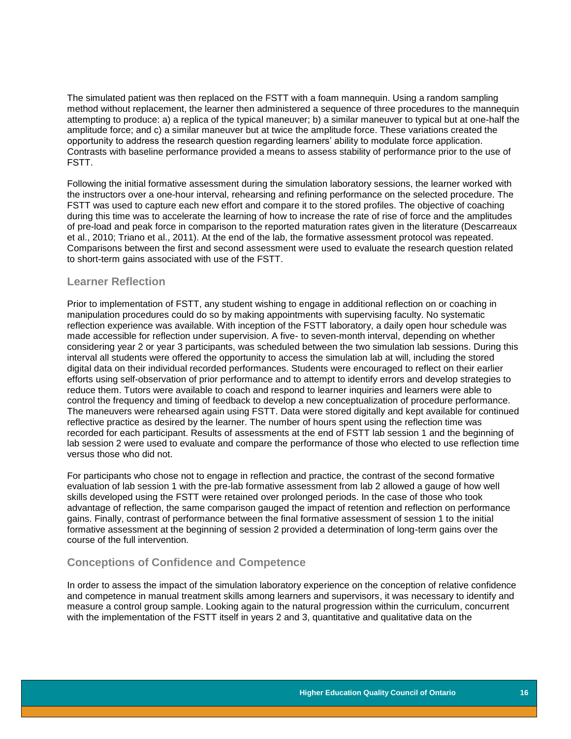The simulated patient was then replaced on the FSTT with a foam mannequin. Using a random sampling method without replacement, the learner then administered a sequence of three procedures to the mannequin attempting to produce: a) a replica of the typical maneuver; b) a similar maneuver to typical but at one-half the amplitude force; and c) a similar maneuver but at twice the amplitude force. These variations created the opportunity to address the research question regarding learners' ability to modulate force application. Contrasts with baseline performance provided a means to assess stability of performance prior to the use of FSTT.

Following the initial formative assessment during the simulation laboratory sessions, the learner worked with the instructors over a one-hour interval, rehearsing and refining performance on the selected procedure. The FSTT was used to capture each new effort and compare it to the stored profiles. The objective of coaching during this time was to accelerate the learning of how to increase the rate of rise of force and the amplitudes of pre-load and peak force in comparison to the reported maturation rates given in the literature (Descarreaux et al., 2010; Triano et al., 2011). At the end of the lab, the formative assessment protocol was repeated. Comparisons between the first and second assessment were used to evaluate the research question related to short-term gains associated with use of the FSTT.

### Learner Reflection

Prior to implementation of FSTT, any student wishing to engage in additional reflection on or coaching in manipulation procedures could do so by making appointments with supervising faculty. No systematic reflection experience was available. With inception of the FSTT laboratory, a daily open hour schedule was made accessible for reflection under supervision. A five- to seven-month interval, depending on whether considering year 2 or year 3 participants, was scheduled between the two simulation lab sessions. During this interval all students were offered the opportunity to access the simulation lab at will, including the stored digital data on their individual recorded performances. Students were encouraged to reflect on their earlier efforts using self-observation of prior performance and to attempt to identify errors and develop strategies to reduce them. Tutors were available to coach and respond to learner inquiries and learners were able to control the frequency and timing of feedback to develop a new conceptualization of procedure performance. The maneuvers were rehearsed again using FSTT. Data were stored digitally and kept available for continued reflective practice as desired by the learner. The number of hours spent using the reflection time was recorded for each participant. Results of assessments at the end of FSTT lab session 1 and the beginning of lab session 2 were used to evaluate and compare the performance of those who elected to use reflection time versus those who did not.

For participants who chose not to engage in reflection and practice, the contrast of the second formative evaluation of lab session 1 with the pre-lab formative assessment from lab 2 allowed a gauge of how well skills developed using the FSTT were retained over prolonged periods. In the case of those who took advantage of reflection, the same comparison gauged the impact of retention and reflection on performance gains. Finally, contrast of performance between the final formative assessment of session 1 to the initial formative assessment at the beginning of session 2 provided a determination of long-term gains over the course of the full intervention.

### Conceptions of Confidence and Competence

In order to assess the impact of the simulation laboratory experience on the conception of relative confidence and competence in manual treatment skills among learners and supervisors, it was necessary to identify and measure a control group sample. Looking again to the natural progression within the curriculum, concurrent with the implementation of the FSTT itself in years 2 and 3, quantitative and qualitative data on the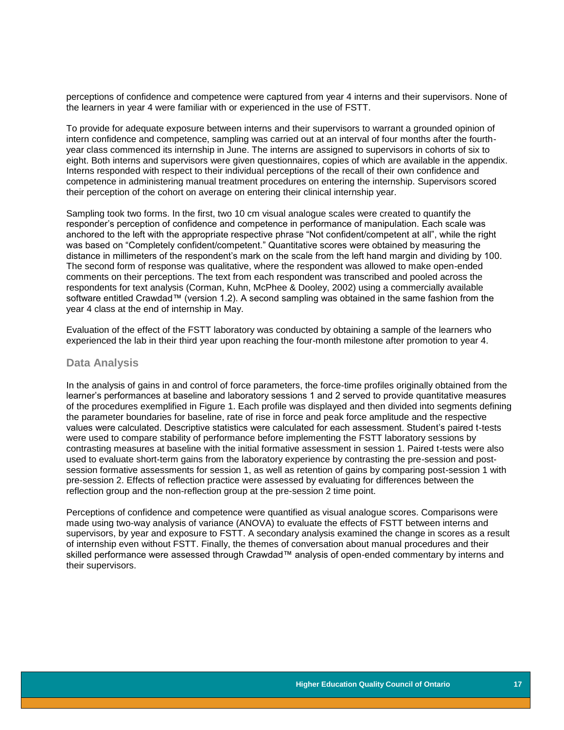perceptions of confidence and competence were captured from year 4 interns and their supervisors. None of the learners in year 4 were familiar with or experienced in the use of FSTT.

To provide for adequate exposure between interns and their supervisors to warrant a grounded opinion of intern confidence and competence, sampling was carried out at an interval of four months after the fourth-year class commenced its internship in June. The interns are assigned to supervisors in cohorts of six to eight. Both interns and supervisors were given questionnaires, copies of which are available in the appendix. Interns responded with respect to their individual perceptions of the recall of their own confidence and competence in administering manual treatment procedures on entering the internship. Supervisors scored their perception of the cohort on average on entering their clinical internship year.

Sampling took two forms. In the first, two 10 cm visual analogue scales were created to quantify the responder's perception of confidence and competence in performance of manipulation. Each scale was anchored to the left with the appropriate respective phrase "Not confident/competent at all", while the right was based on "Completely confident/competent." Quantitative scores were obtained by measuring the distance in millimeters of the respondent's mark on the scale from the left hand margin and dividing by 100. The second form of response was qualitative, where the respondent was allowed to make open-ended comments on their perceptions. The text from each respondent was transcribed and pooled across the respondents for text analysis (Corman, Kuhn, McPhee & Dooley, 2002) using a commercially available software entitled Crawdad™ (version 1.2). A second sampling was obtained in the same fashion from the year 4 class at the end of internship in May.

Evaluation of the effect of the FSTT laboratory was conducted by obtaining a sample of the learners who experienced the lab in their third year upon reaching the four-month milestone after promotion to year 4.

## Data Analysis

In the analysis of gains in and control of force parameters, the force-time profiles originally obtained from the learner's performances at baseline and laboratory sessions 1 and 2 served to provide quantitative measures of the procedures exemplified in Figure 1. Each profile was displayed and then divided into segments defining the parameter boundaries for baseline, rate of rise in force and peak force amplitude and the respective values were calculated. Descriptive statistics were calculated for each assessment. Student's paired t-tests were used to compare stability of performance before implementing the FSTT laboratory sessions by contrasting measures at baseline with the initial formative assessment in session 1. Paired t-tests were also used to evaluate short-term gains from the laboratory experience by contrasting the pre-session and post-session formative assessments for session 1, as well as retention of gains by comparing post-session 1 with pre-session 2. Effects of reflection practice were assessed by evaluating for differences between the reflection group and the non-reflection group at the pre-session 2 time point.

Perceptions of confidence and competence were quantified as visual analogue scores. Comparisons were made using two-way analysis of variance (ANOVA) to evaluate the effects of FSTT between interns and supervisors, by year and exposure to FSTT. A secondary analysis examined the change in scores as a result of internship even without FSTT. Finally, the themes of conversation about manual procedures and their skilled performance were assessed through Crawdad™ analysis of open-ended commentary by interns and their supervisors.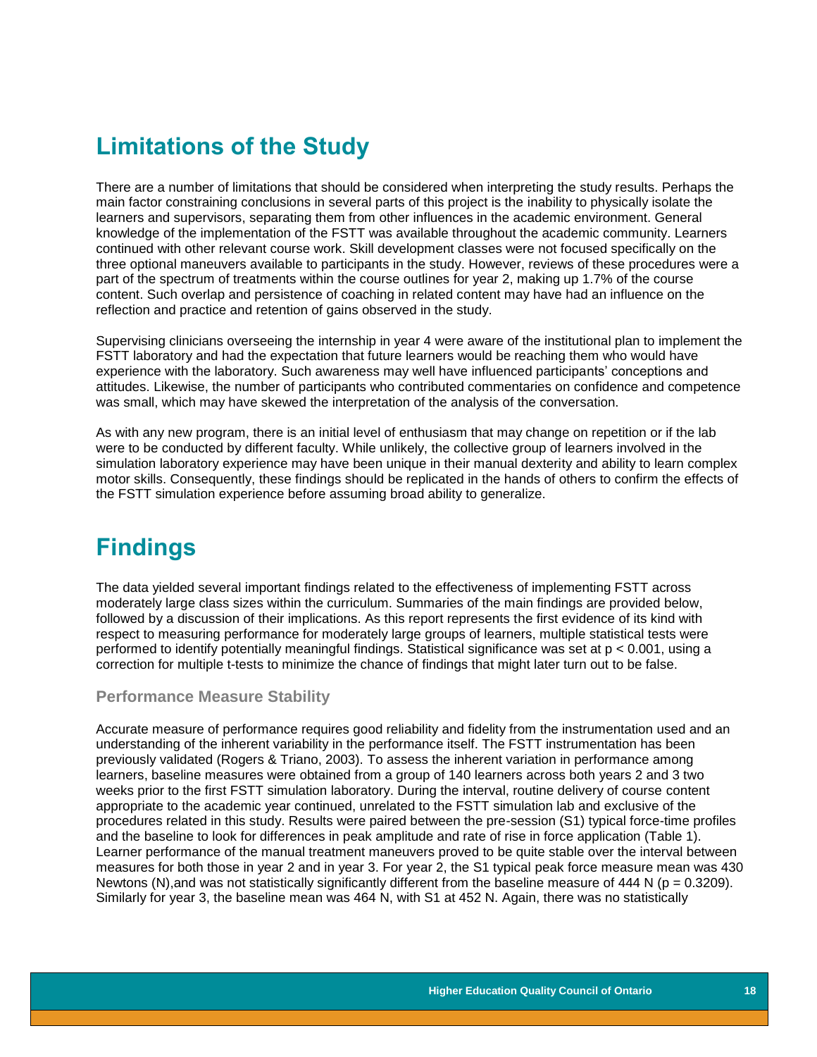## Limitations of the Study

There are a number of limitations that should be considered when interpreting the study results. Perhaps the main factor constraining conclusions in several parts of this project is the inability to physically isolate the learners and supervisors, separating them from other influences in the academic environment. General knowledge of the implementation of the FSTT was available throughout the academic community. Learners continued with other relevant course work. Skill development classes were not focused specifically on the three optional maneuvers available to participants in the study. However, reviews of these procedures were a part of the spectrum of treatments within the course outlines for year 2, making up 1.7% of the course content. Such overlap and persistence of coaching in related content may have had an influence on the reflection and practice and retention of gains observed in the study.

Supervising clinicians overseeing the internship in year 4 were aware of the institutional plan to implement the FSTT laboratory and had the expectation that future learners would be reaching them who would have experience with the laboratory. Such awareness may well have influenced participants' conceptions and attitudes. Likewise, the number of participants who contributed commentaries on confidence and competence was small, which may have skewed the interpretation of the analysis of the conversation.

As with any new program, there is an initial level of enthusiasm that may change on repetition or if the lab were to be conducted by different faculty. While unlikely, the collective group of learners involved in the simulation laboratory experience may have been unique in their manual dexterity and ability to learn complex motor skills. Consequently, these findings should be replicated in the hands of others to confirm the effects of the FSTT simulation experience before assuming broad ability to generalize.

## Findings

The data yielded several important findings related to the effectiveness of implementing FSTT across moderately large class sizes within the curriculum. Summaries of the main findings are provided below, followed by a discussion of their implications. As this report represents the first evidence of its kind with respect to measuring performance for moderately large groups of learners, multiple statistical tests were performed to identify potentially meaningful findings. Statistical significance was set at $p < 0.001$, using a correction for multiple t-tests to minimize the chance of findings that might later turn out to be false.

### Performance Measure Stability

Accurate measure of performance requires good reliability and fidelity from the instrumentation used and an understanding of the inherent variability in the performance itself. The FSTT instrumentation has been previously validated (Rogers & Triano, 2003). To assess the inherent variation in performance among learners, baseline measures were obtained from a group of 140 learners across both years 2 and 3 two weeks prior to the first FSTT simulation laboratory. During the interval, routine delivery of course content appropriate to the academic year continued, unrelated to the FSTT simulation lab and exclusive of the procedures related in this study. Results were paired between the pre-session (S1) typical force-time profiles and the baseline to look for differences in peak amplitude and rate of rise in force application (Table 1). Learner performance of the manual treatment maneuvers proved to be quite stable over the interval between measures for both those in year 2 and in year 3. For year 2, the S1 typical peak force measure mean was 430 Newtons (N),and was not statistically significantly different from the baseline measure of 444 N ($p = 0.3209$). Similarly for year 3, the baseline mean was 464 N, with S1 at 452 N. Again, there was no statistically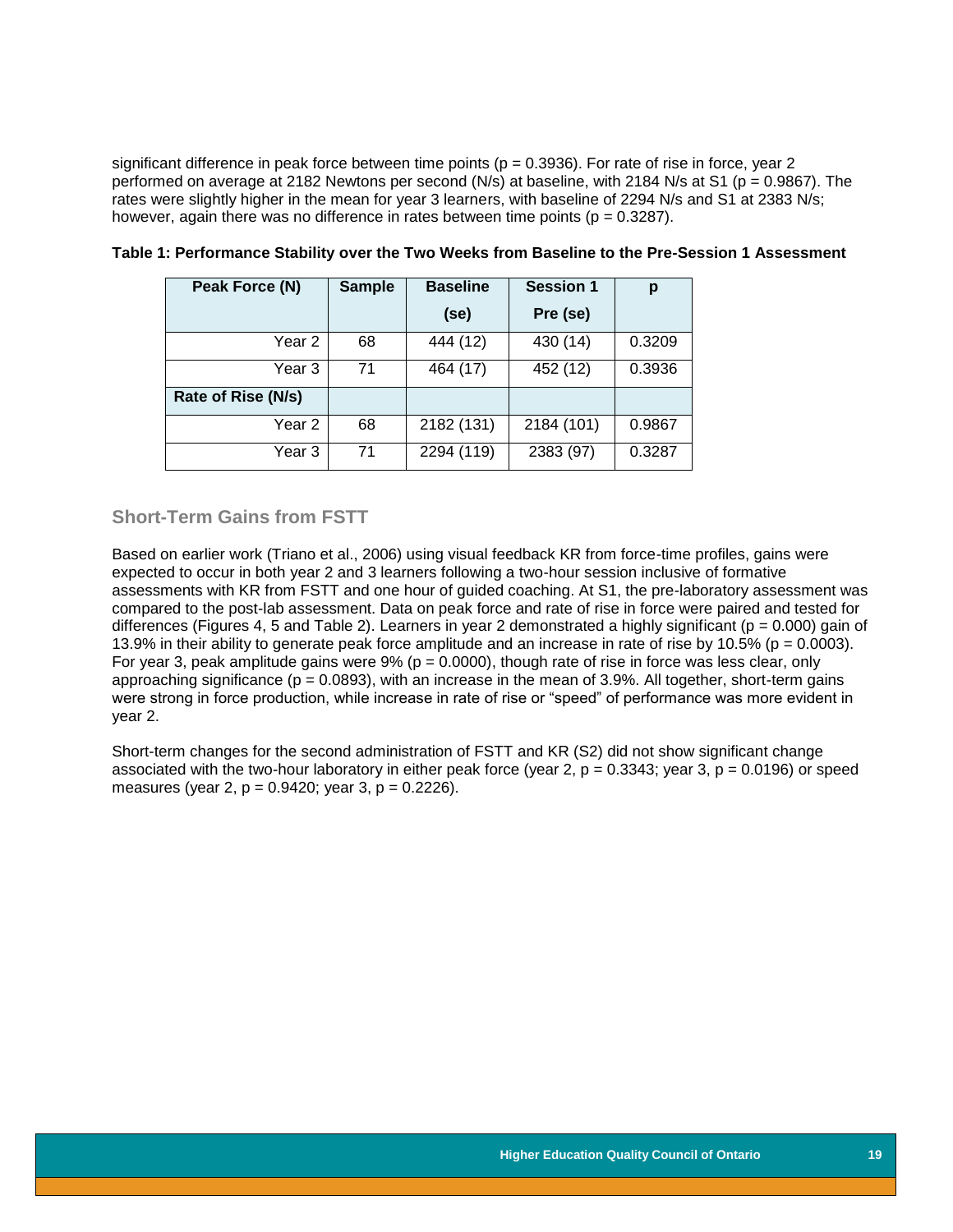significant difference in peak force between time points ($p = 0.3936$). For rate of rise in force, year 2 performed on average at 2182 Newtons per second (N/s) at baseline, with 2184 N/s at S1 ($p = 0.9867$). The rates were slightly higher in the mean for year 3 learners, with baseline of 2294 N/s and S1 at 2383 N/s; however, again there was no difference in rates between time points ($p = 0.3287$).

**Table 1: Performance Stability over the Two Weeks from Baseline to the Pre-Session 1 Assessment**

| Peak Force (N) | Sample | Baseline (se) | Session 1 Pre (se) | p |
|---|---|---|---|---|
| Year 2 | 68 | 444 (12) | 430 (14) | 0.3209 |
| Year 3 | 71 | 464 (17) | 452 (12) | 0.3936 |
| **Rate of Rise (N/s)** | | | | |
| Year 2 | 68 | 2182 (131) | 2184 (101) | 0.9867 |
| Year 3 | 71 | 2294 (119) | 2383 (97) | 0.3287 |

## Short-Term Gains from FSTT

Based on earlier work (Triano et al., 2006) using visual feedback KR from force-time profiles, gains were expected to occur in both year 2 and 3 learners following a two-hour session inclusive of formative assessments with KR from FSTT and one hour of guided coaching. At S1, the pre-laboratory assessment was compared to the post-lab assessment. Data on peak force and rate of rise in force were paired and tested for differences (Figures 4, 5 and Table 2). Learners in year 2 demonstrated a highly significant ($p = 0.000$) gain of 13.9% in their ability to generate peak force amplitude and an increase in rate of rise by 10.5% ($p = 0.0003$). For year 3, peak amplitude gains were 9% ($p = 0.0000$), though rate of rise in force was less clear, only approaching significance ($p = 0.0893$), with an increase in the mean of 3.9%. All together, short-term gains were strong in force production, while increase in rate of rise or "speed" of performance was more evident in year 2.

Short-term changes for the second administration of FSTT and KR (S2) did not show significant change associated with the two-hour laboratory in either peak force (year 2, $p = 0.3343$; year 3, $p = 0.0196$) or speed measures (year 2, $p = 0.9420$; year 3, $p = 0.2226$).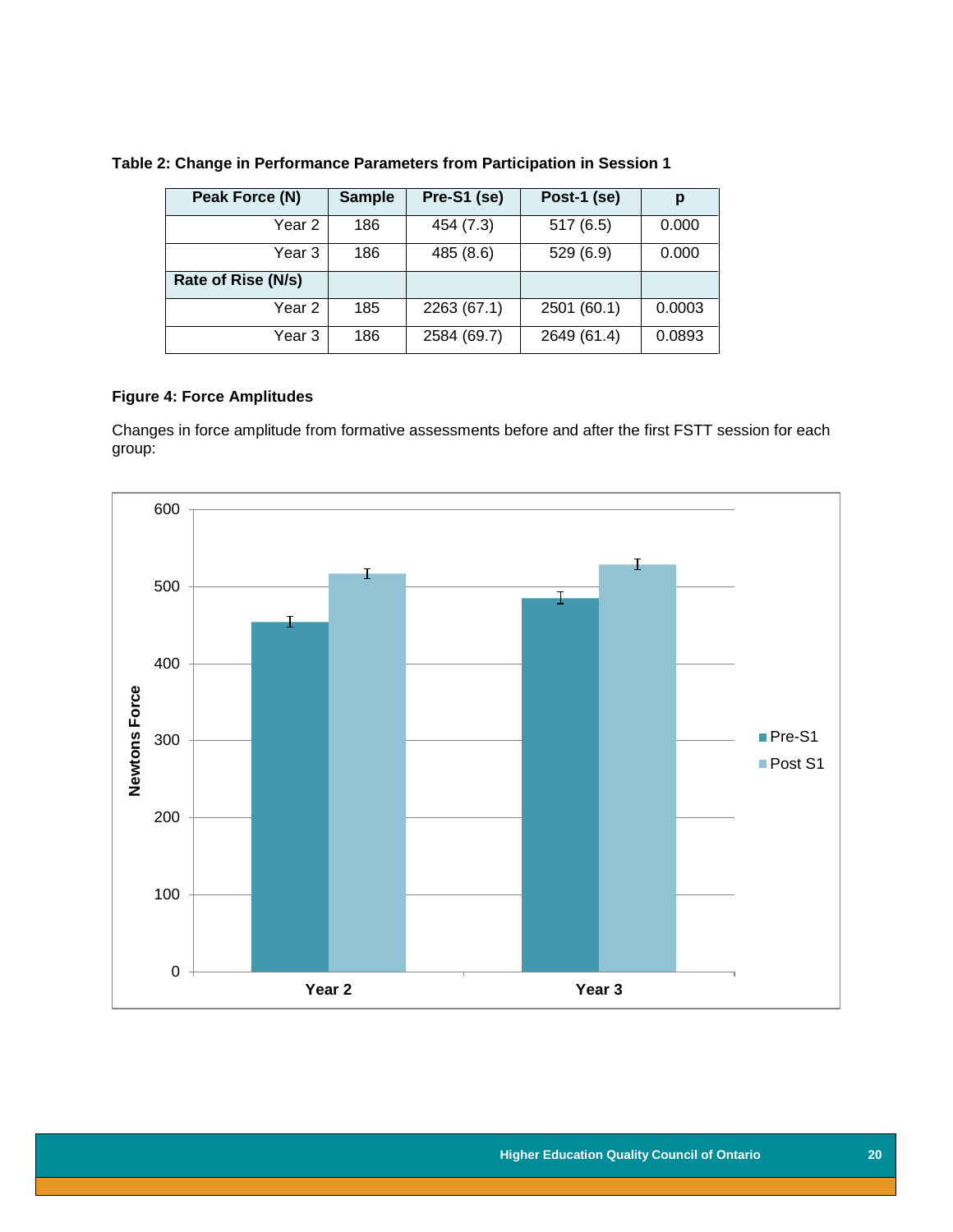**Table 2: Change in Performance Parameters from Participation in Session 1**

| Peak Force (N) | Sample | Pre-S1 (se) | Post-1 (se) | p |
|---|---|---|---|---|
| Year 2 | 186 | 454 (7.3) | 517 (6.5) | 0.000 |
| Year 3 | 186 | 485 (8.6) | 529 (6.9) | 0.000 |
| **Rate of Rise (N/s)** | | | | |
| Year 2 | 185 | 2263 (67.1) | 2501 (60.1) | 0.0003 |
| Year 3 | 186 | 2584 (69.7) | 2649 (61.4) | 0.0893 |

**Figure 4: Force Amplitudes**

Changes in force amplitude from formative assessments before and after the first FSTT session for each group: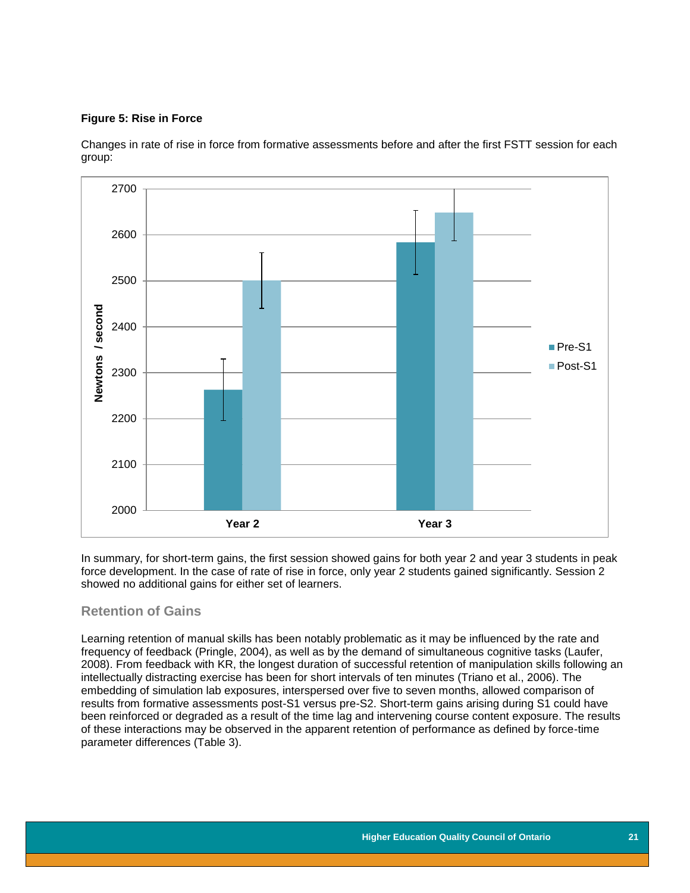**Figure 5: Rise in Force**

Changes in rate of rise in force from formative assessments before and after the first FSTT session for each group:

In summary, for short-term gains, the first session showed gains for both year 2 and year 3 students in peak force development. In the case of rate of rise in force, only year 2 students gained significantly. Session 2 showed no additional gains for either set of learners.

## Retention of Gains

Learning retention of manual skills has been notably problematic as it may be influenced by the rate and frequency of feedback (Pringle, 2004), as well as by the demand of simultaneous cognitive tasks (Laufer, 2008). From feedback with KR, the longest duration of successful retention of manipulation skills following an intellectually distracting exercise has been for short intervals of ten minutes (Triano et al., 2006). The embedding of simulation lab exposures, interspersed over five to seven months, allowed comparison of results from formative assessments post-S1 versus pre-S2. Short-term gains arising during S1 could have been reinforced or degraded as a result of the time lag and intervening course content exposure. The results of these interactions may be observed in the apparent retention of performance as defined by force-time parameter differences (Table 3).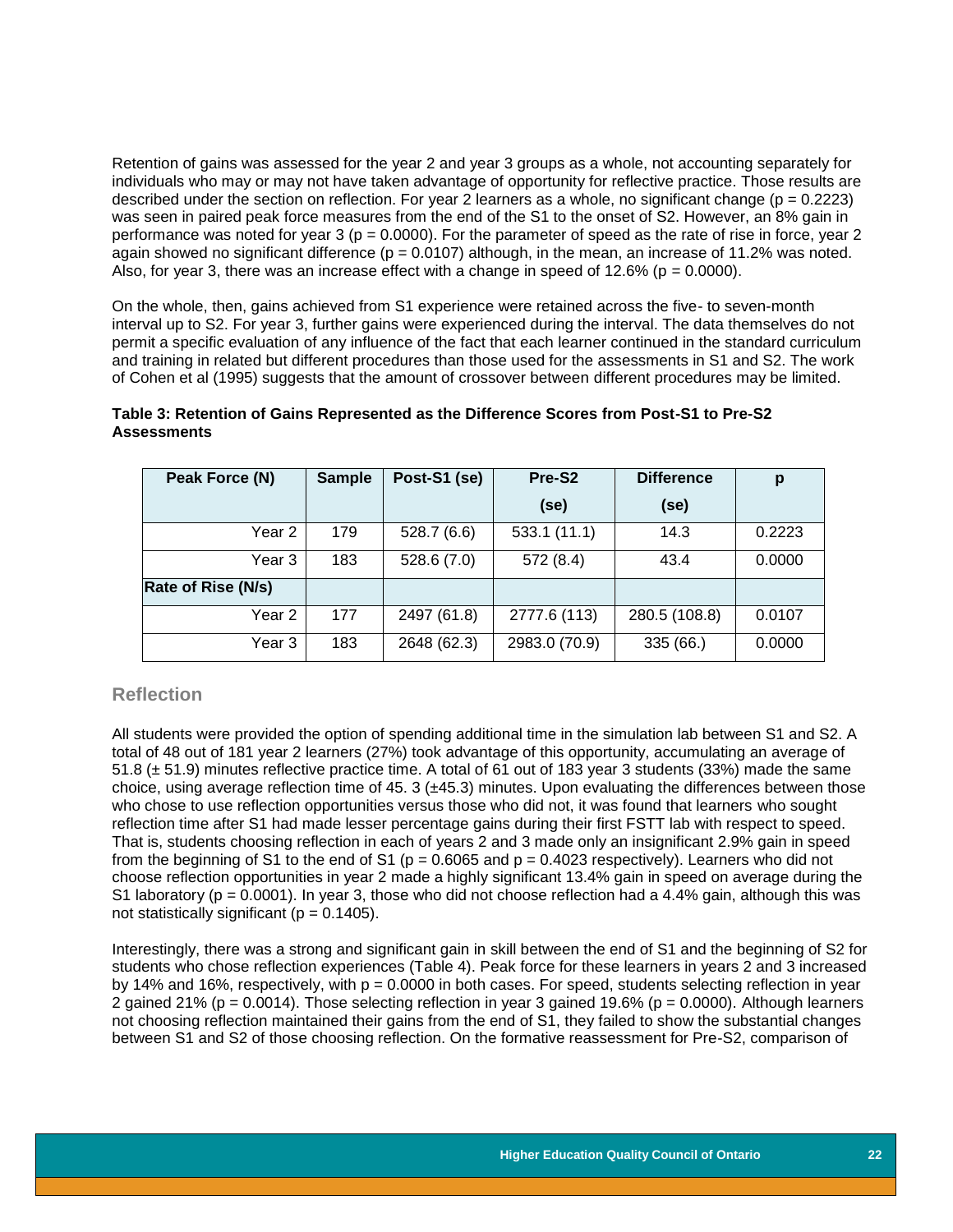Retention of gains was assessed for the year 2 and year 3 groups as a whole, not accounting separately for individuals who may or may not have taken advantage of opportunity for reflective practice. Those results are described under the section on reflection. For year 2 learners as a whole, no significant change ($p = 0.2223$) was seen in paired peak force measures from the end of the S1 to the onset of S2. However, an 8% gain in performance was noted for year 3 ($p = 0.0000$). For the parameter of speed as the rate of rise in force, year 2 again showed no significant difference ($p = 0.0107$) although, in the mean, an increase of 11.2% was noted. Also, for year 3, there was an increase effect with a change in speed of 12.6% ($p = 0.0000$).

On the whole, then, gains achieved from S1 experience were retained across the five- to seven-month interval up to S2. For year 3, further gains were experienced during the interval. The data themselves do not permit a specific evaluation of any influence of the fact that each learner continued in the standard curriculum and training in related but different procedures than those used for the assessments in S1 and S2. The work of Cohen et al (1995) suggests that the amount of crossover between different procedures may be limited.

**Table 3: Retention of Gains Represented as the Difference Scores from Post-S1 to Pre-S2 Assessments**

| Peak Force (N) | Sample | Post-S1 (se) | Pre-S2 (se) | Difference (se) | p |
|---|---|---|---|---|---|
| Year 2 | 179 | 528.7 (6.6) | 533.1 (11.1) | 14.3 | 0.2223 |
| Year 3 | 183 | 528.6 (7.0) | 572 (8.4) | 43.4 | 0.0000 |
| **Rate of Rise (N/s)** | | | | | |
| Year 2 | 177 | 2497 (61.8) | 2777.6 (113) | 280.5 (108.8) | 0.0107 |
| Year 3 | 183 | 2648 (62.3) | 2983.0 (70.9) | 335 (66.) | 0.0000 |

## Reflection

All students were provided the option of spending additional time in the simulation lab between S1 and S2. A total of 48 out of 181 year 2 learners (27%) took advantage of this opportunity, accumulating an average of 51.8 (± 51.9) minutes reflective practice time. A total of 61 out of 183 year 3 students (33%) made the same choice, using average reflection time of 45. 3 (±45.3) minutes. Upon evaluating the differences between those who chose to use reflection opportunities versus those who did not, it was found that learners who sought reflection time after S1 had made lesser percentage gains during their first FSTT lab with respect to speed. That is, students choosing reflection in each of years 2 and 3 made only an insignificant 2.9% gain in speed from the beginning of S1 to the end of S1 ($p = 0.6065$ and $p = 0.4023$ respectively). Learners who did not choose reflection opportunities in year 2 made a highly significant 13.4% gain in speed on average during the S1 laboratory ($p = 0.0001$). In year 3, those who did not choose reflection had a 4.4% gain, although this was not statistically significant ($p = 0.1405$).

Interestingly, there was a strong and significant gain in skill between the end of S1 and the beginning of S2 for students who chose reflection experiences (Table 4). Peak force for these learners in years 2 and 3 increased by 14% and 16%, respectively, with $p = 0.0000$ in both cases. For speed, students selecting reflection in year 2 gained 21% ($p = 0.0014$). Those selecting reflection in year 3 gained 19.6% ($p = 0.0000$). Although learners not choosing reflection maintained their gains from the end of S1, they failed to show the substantial changes between S1 and S2 of those choosing reflection. On the formative reassessment for Pre-S2, comparison of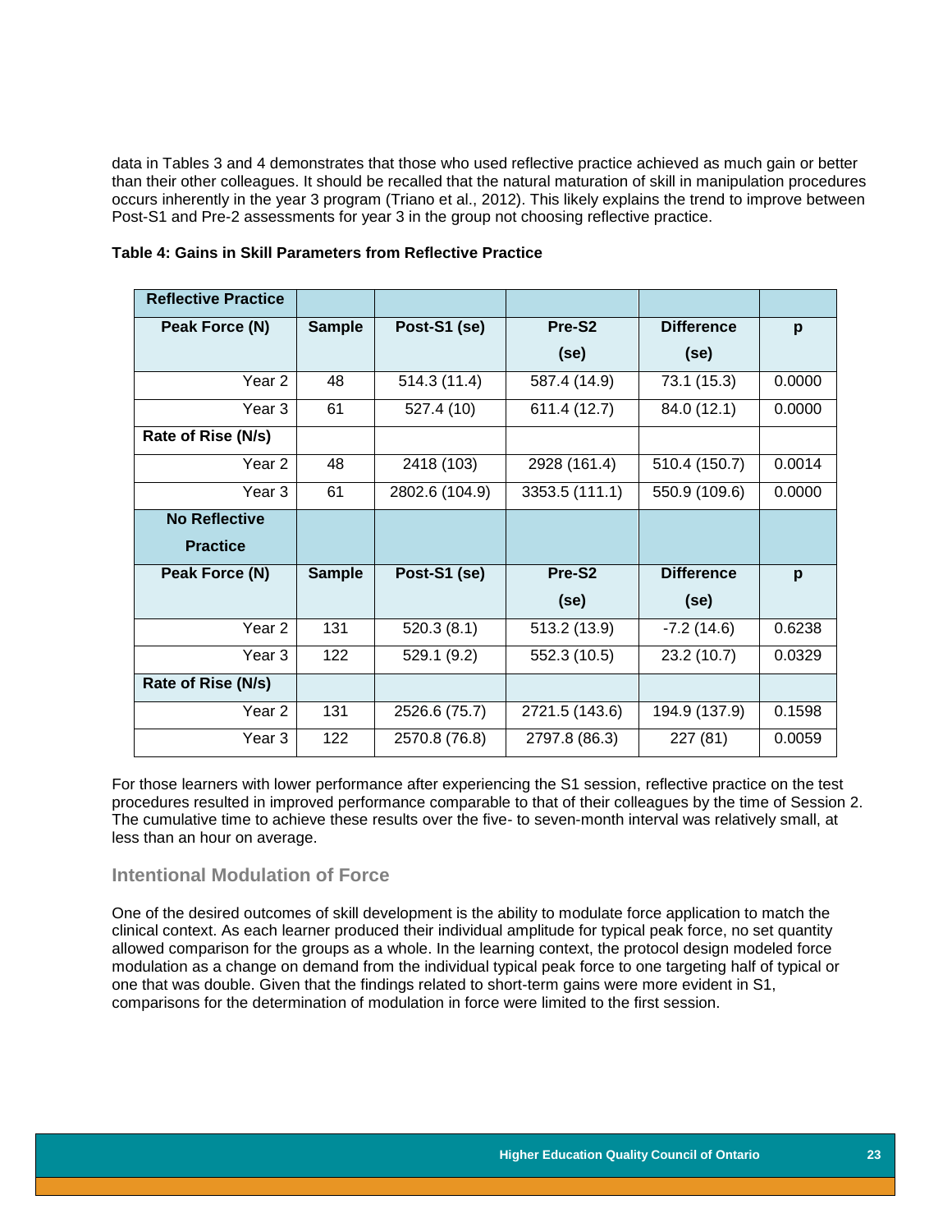data in Tables 3 and 4 demonstrates that those who used reflective practice achieved as much gain or better than their other colleagues. It should be recalled that the natural maturation of skill in manipulation procedures occurs inherently in the year 3 program (Triano et al., 2012). This likely explains the trend to improve between Post-S1 and Pre-2 assessments for year 3 in the group not choosing reflective practice.

**Table 4: Gains in Skill Parameters from Reflective Practice**

| Reflective Practice | | | | | |
|---|---|---|---|---|---|
| **Peak Force (N)** | **Sample** | **Post-S1 (se)** | **Pre-S2 (se)** | **Difference (se)** | **p** |
| Year 2 | 48 | 514.3 (11.4) | 587.4 (14.9) | 73.1 (15.3) | 0.0000 |
| Year 3 | 61 | 527.4 (10) | 611.4 (12.7) | 84.0 (12.1) | 0.0000 |
| **Rate of Rise (N/s)** | | | | | |
| Year 2 | 48 | 2418 (103) | 2928 (161.4) | 510.4 (150.7) | 0.0014 |
| Year 3 | 61 | 2802.6 (104.9) | 3353.5 (111.1) | 550.9 (109.6) | 0.0000 |
| **No Reflective Practice** | | | | | |
| **Peak Force (N)** | **Sample** | **Post-S1 (se)** | **Pre-S2 (se)** | **Difference (se)** | **p** |
| Year 2 | 131 | 520.3 (8.1) | 513.2 (13.9) | -7.2 (14.6) | 0.6238 |
| Year 3 | 122 | 529.1 (9.2) | 552.3 (10.5) | 23.2 (10.7) | 0.0329 |
| **Rate of Rise (N/s)** | | | | | |
| Year 2 | 131 | 2526.6 (75.7) | 2721.5 (143.6) | 194.9 (137.9) | 0.1598 |
| Year 3 | 122 | 2570.8 (76.8) | 2797.8 (86.3) | 227 (81) | 0.0059 |

For those learners with lower performance after experiencing the S1 session, reflective practice on the test procedures resulted in improved performance comparable to that of their colleagues by the time of Session 2. The cumulative time to achieve these results over the five- to seven-month interval was relatively small, at less than an hour on average.

### Intentional Modulation of Force

One of the desired outcomes of skill development is the ability to modulate force application to match the clinical context. As each learner produced their individual amplitude for typical peak force, no set quantity allowed comparison for the groups as a whole. In the learning context, the protocol design modeled force modulation as a change on demand from the individual typical peak force to one targeting half of typical or one that was double. Given that the findings related to short-term gains were more evident in S1, comparisons for the determination of modulation in force were limited to the first session.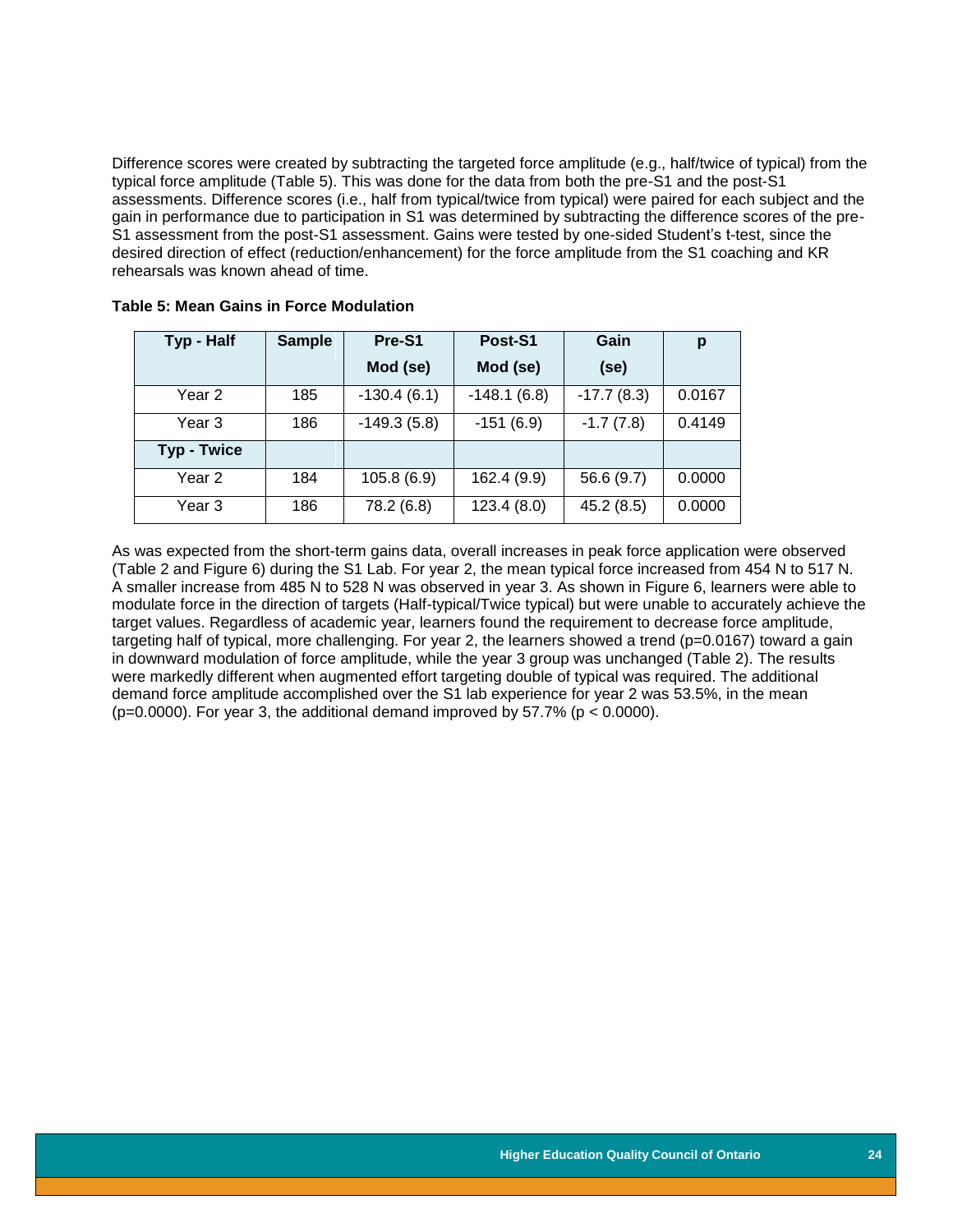Difference scores were created by subtracting the targeted force amplitude (e.g., half/twice of typical) from the typical force amplitude (Table 5). This was done for the data from both the pre-S1 and the post-S1 assessments. Difference scores (i.e., half from typical/twice from typical) were paired for each subject and the gain in performance due to participation in S1 was determined by subtracting the difference scores of the pre-S1 assessment from the post-S1 assessment. Gains were tested by one-sided Student's t-test, since the desired direction of effect (reduction/enhancement) for the force amplitude from the S1 coaching and KR rehearsals was known ahead of time.

**Table 5: Mean Gains in Force Modulation**

| Typ - Half | Sample | Pre-S1 Mod (se) | Post-S1 Mod (se) | Gain (se) | p |
|---|---|---|---|---|---|
| Year 2 | 185 | -130.4 (6.1) | -148.1 (6.8) | -17.7 (8.3) | 0.0167 |
| Year 3 | 186 | -149.3 (5.8) | -151 (6.9) | -1.7 (7.8) | 0.4149 |
| **Typ - Twice** | | | | | |
| Year 2 | 184 | 105.8 (6.9) | 162.4 (9.9) | 56.6 (9.7) | 0.0000 |
| Year 3 | 186 | 78.2 (6.8) | 123.4 (8.0) | 45.2 (8.5) | 0.0000 |

As was expected from the short-term gains data, overall increases in peak force application were observed (Table 2 and Figure 6) during the S1 Lab. For year 2, the mean typical force increased from 454 N to 517 N. A smaller increase from 485 N to 528 N was observed in year 3. As shown in Figure 6, learners were able to modulate force in the direction of targets (Half-typical/Twice typical) but were unable to accurately achieve the target values. Regardless of academic year, learners found the requirement to decrease force amplitude, targeting half of typical, more challenging. For year 2, the learners showed a trend ($p=0.0167$) toward a gain in downward modulation of force amplitude, while the year 3 group was unchanged (Table 2). The results were markedly different when augmented effort targeting double of typical was required. The additional demand force amplitude accomplished over the S1 lab experience for year 2 was 53.5%, in the mean ($p=0.0000$). For year 3, the additional demand improved by 57.7% ($p < 0.0000$).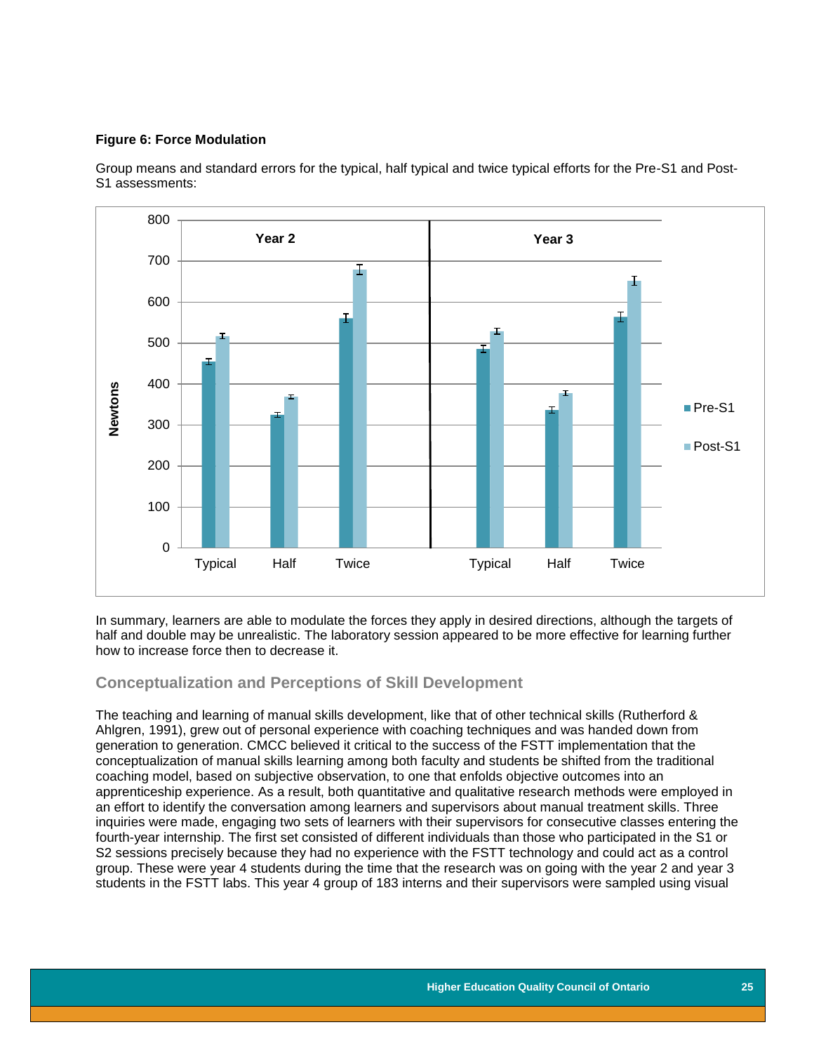**Figure 6: Force Modulation**

Group means and standard errors for the typical, half typical and twice typical efforts for the Pre-S1 and Post-S1 assessments:

In summary, learners are able to modulate the forces they apply in desired directions, although the targets of half and double may be unrealistic. The laboratory session appeared to be more effective for learning further how to increase force then to decrease it.

## Conceptualization and Perceptions of Skill Development

The teaching and learning of manual skills development, like that of other technical skills (Rutherford & Ahlgren, 1991), grew out of personal experience with coaching techniques and was handed down from generation to generation. CMCC believed it critical to the success of the FSTT implementation that the conceptualization of manual skills learning among both faculty and students be shifted from the traditional coaching model, based on subjective observation, to one that enfolds objective outcomes into an apprenticeship experience. As a result, both quantitative and qualitative research methods were employed in an effort to identify the conversation among learners and supervisors about manual treatment skills. Three inquiries were made, engaging two sets of learners with their supervisors for consecutive classes entering the fourth-year internship. The first set consisted of different individuals than those who participated in the S1 or S2 sessions precisely because they had no experience with the FSTT technology and could act as a control group. These were year 4 students during the time that the research was on going with the year 2 and year 3 students in the FSTT labs. This year 4 group of 183 interns and their supervisors were sampled using visual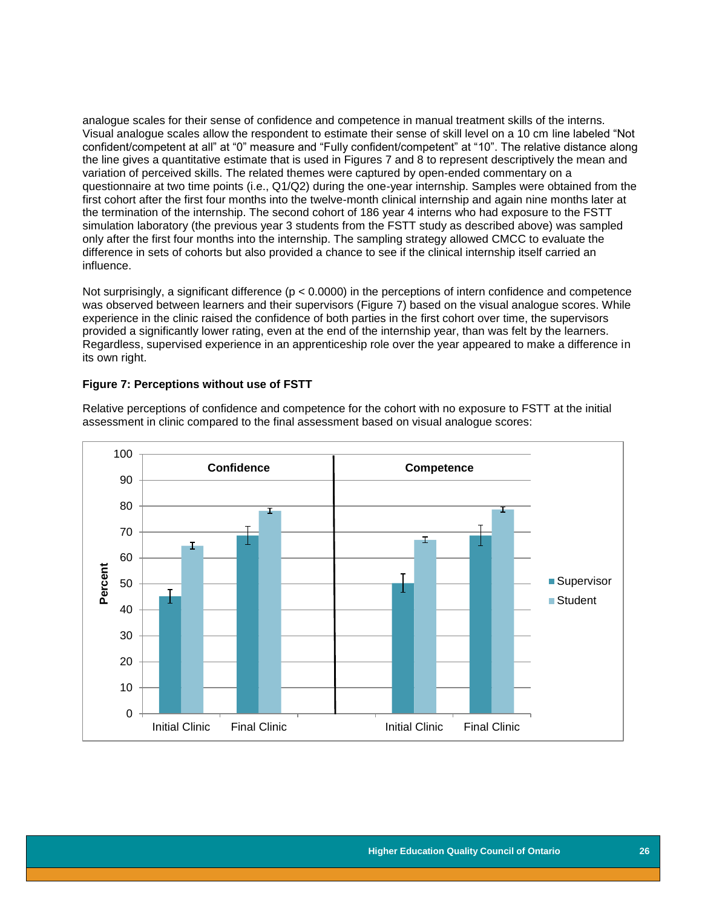analogue scales for their sense of confidence and competence in manual treatment skills of the interns. Visual analogue scales allow the respondent to estimate their sense of skill level on a 10 cm line labeled "Not confident/competent at all" at "0" measure and "Fully confident/competent" at "10". The relative distance along the line gives a quantitative estimate that is used in Figures 7 and 8 to represent descriptively the mean and variation of perceived skills. The related themes were captured by open-ended commentary on a questionnaire at two time points (i.e., Q1/Q2) during the one-year internship. Samples were obtained from the first cohort after the first four months into the twelve-month clinical internship and again nine months later at the termination of the internship. The second cohort of 186 year 4 interns who had exposure to the FSTT simulation laboratory (the previous year 3 students from the FSTT study as described above) was sampled only after the first four months into the internship. The sampling strategy allowed CMCC to evaluate the difference in sets of cohorts but also provided a chance to see if the clinical internship itself carried an influence.

Not surprisingly, a significant difference ($p < 0.0000$) in the perceptions of intern confidence and competence was observed between learners and their supervisors (Figure 7) based on the visual analogue scores. While experience in the clinic raised the confidence of both parties in the first cohort over time, the supervisors provided a significantly lower rating, even at the end of the internship year, than was felt by the learners. Regardless, supervised experience in an apprenticeship role over the year appeared to make a difference in its own right.

**Figure 7: Perceptions without use of FSTT**

Relative perceptions of confidence and competence for the cohort with no exposure to FSTT at the initial assessment in clinic compared to the final assessment based on visual analogue scores:

| | Confidence | | Competence | |
|---|---|---|---|---|
| | Initial Clinic | Final Clinic | Initial Clinic | Final Clinic |
| Supervisor | ~45 | ~69 | ~50 | ~69 |
| Student | ~65 | ~78 | ~67 | ~79 |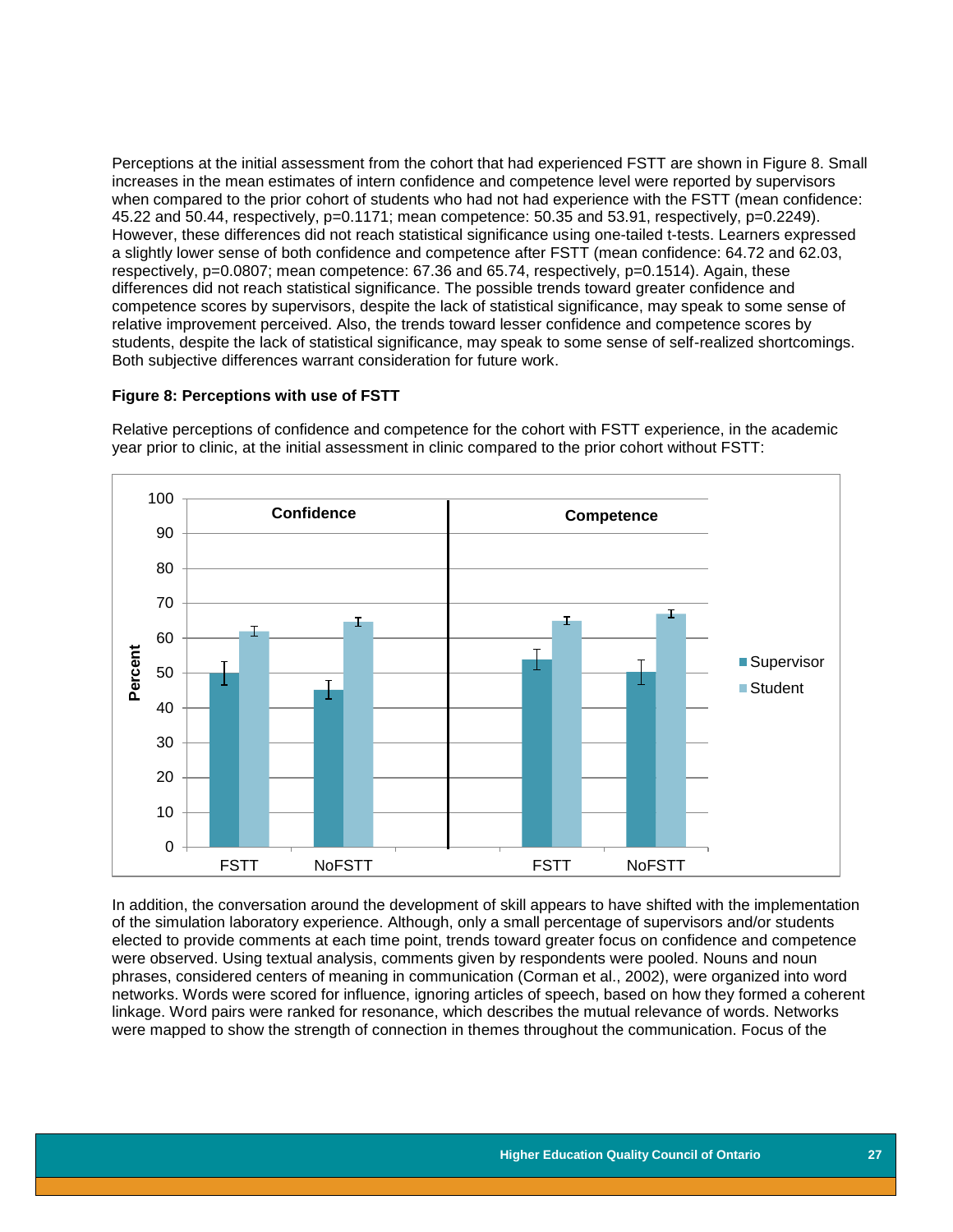Perceptions at the initial assessment from the cohort that had experienced FSTT are shown in Figure 8. Small increases in the mean estimates of intern confidence and competence level were reported by supervisors when compared to the prior cohort of students who had not had experience with the FSTT (mean confidence: 45.22 and 50.44, respectively, $p=0.1171$; mean competence: 50.35 and 53.91, respectively, $p=0.2249$). However, these differences did not reach statistical significance using one-tailed t-tests. Learners expressed a slightly lower sense of both confidence and competence after FSTT (mean confidence: 64.72 and 62.03, respectively, $p=0.0807$; mean competence: 67.36 and 65.74, respectively, $p=0.1514$). Again, these differences did not reach statistical significance. The possible trends toward greater confidence and competence scores by supervisors, despite the lack of statistical significance, may speak to some sense of relative improvement perceived. Also, the trends toward lesser confidence and competence scores by students, despite the lack of statistical significance, may speak to some sense of self-realized shortcomings. Both subjective differences warrant consideration for future work.

**Figure 8: Perceptions with use of FSTT**

Relative perceptions of confidence and competence for the cohort with FSTT experience, in the academic year prior to clinic, at the initial assessment in clinic compared to the prior cohort without FSTT:

In addition, the conversation around the development of skill appears to have shifted with the implementation of the simulation laboratory experience. Although, only a small percentage of supervisors and/or students elected to provide comments at each time point, trends toward greater focus on confidence and competence were observed. Using textual analysis, comments given by respondents were pooled. Nouns and noun phrases, considered centers of meaning in communication (Corman et al., 2002), were organized into word networks. Words were scored for influence, ignoring articles of speech, based on how they formed a coherent linkage. Word pairs were ranked for resonance, which describes the mutual relevance of words. Networks were mapped to show the strength of connection in themes throughout the communication. Focus of the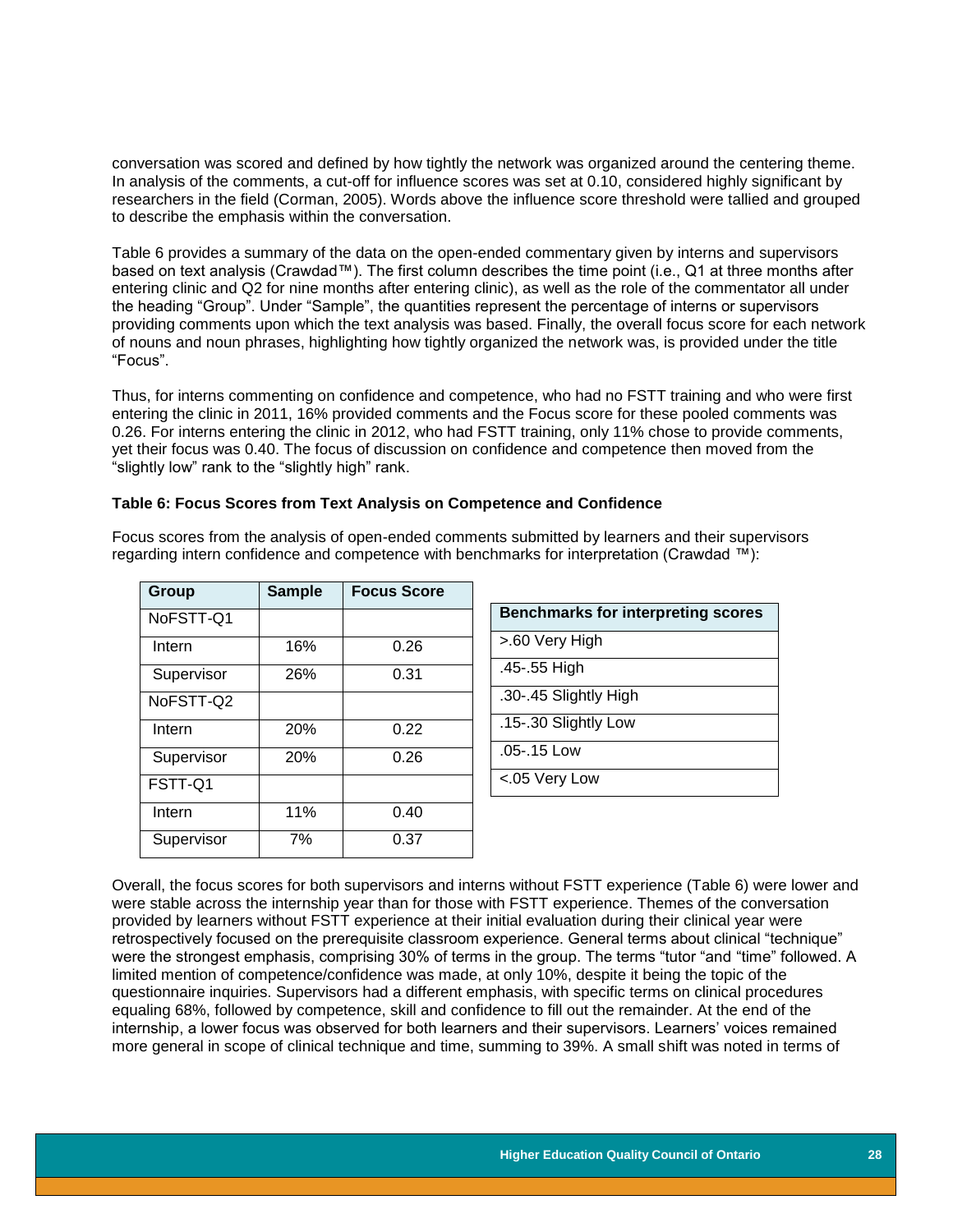conversation was scored and defined by how tightly the network was organized around the centering theme. In analysis of the comments, a cut-off for influence scores was set at 0.10, considered highly significant by researchers in the field (Corman, 2005). Words above the influence score threshold were tallied and grouped to describe the emphasis within the conversation.

Table 6 provides a summary of the data on the open-ended commentary given by interns and supervisors based on text analysis (Crawdad™). The first column describes the time point (i.e., Q1 at three months after entering clinic and Q2 for nine months after entering clinic), as well as the role of the commentator all under the heading "Group". Under "Sample", the quantities represent the percentage of interns or supervisors providing comments upon which the text analysis was based. Finally, the overall focus score for each network of nouns and noun phrases, highlighting how tightly organized the network was, is provided under the title "Focus".

Thus, for interns commenting on confidence and competence, who had no FSTT training and who were first entering the clinic in 2011, 16% provided comments and the Focus score for these pooled comments was 0.26. For interns entering the clinic in 2012, who had FSTT training, only 11% chose to provide comments, yet their focus was 0.40. The focus of discussion on confidence and competence then moved from the "slightly low" rank to the "slightly high" rank.

**Table 6: Focus Scores from Text Analysis on Competence and Confidence**

Focus scores from the analysis of open-ended comments submitted by learners and their supervisors regarding intern confidence and competence with benchmarks for interpretation (Crawdad ™):

| Group | Sample | Focus Score |
|---|---|---|
| NoFSTT-Q1 | | |
| Intern | 16% | 0.26 |
| Supervisor | 26% | 0.31 |
| NoFSTT-Q2 | | |
| Intern | 20% | 0.22 |
| Supervisor | 20% | 0.26 |
| FSTT-Q1 | | |
| Intern | 11% | 0.40 |
| Supervisor | 7% | 0.37 |

| Benchmarks for interpreting scores |
|---|
| >.60 Very High |
| .45-.55 High |
| .30-.45 Slightly High |
| .15-.30 Slightly Low |
| .05-.15 Low |
| <.05 Very Low |

Overall, the focus scores for both supervisors and interns without FSTT experience (Table 6) were lower and were stable across the internship year than for those with FSTT experience. Themes of the conversation provided by learners without FSTT experience at their initial evaluation during their clinical year were retrospectively focused on the prerequisite classroom experience. General terms about clinical "technique" were the strongest emphasis, comprising 30% of terms in the group. The terms "tutor "and "time" followed. A limited mention of competence/confidence was made, at only 10%, despite it being the topic of the questionnaire inquiries. Supervisors had a different emphasis, with specific terms on clinical procedures equaling 68%, followed by competence, skill and confidence to fill out the remainder. At the end of the internship, a lower focus was observed for both learners and their supervisors. Learners' voices remained more general in scope of clinical technique and time, summing to 39%. A small shift was noted in terms of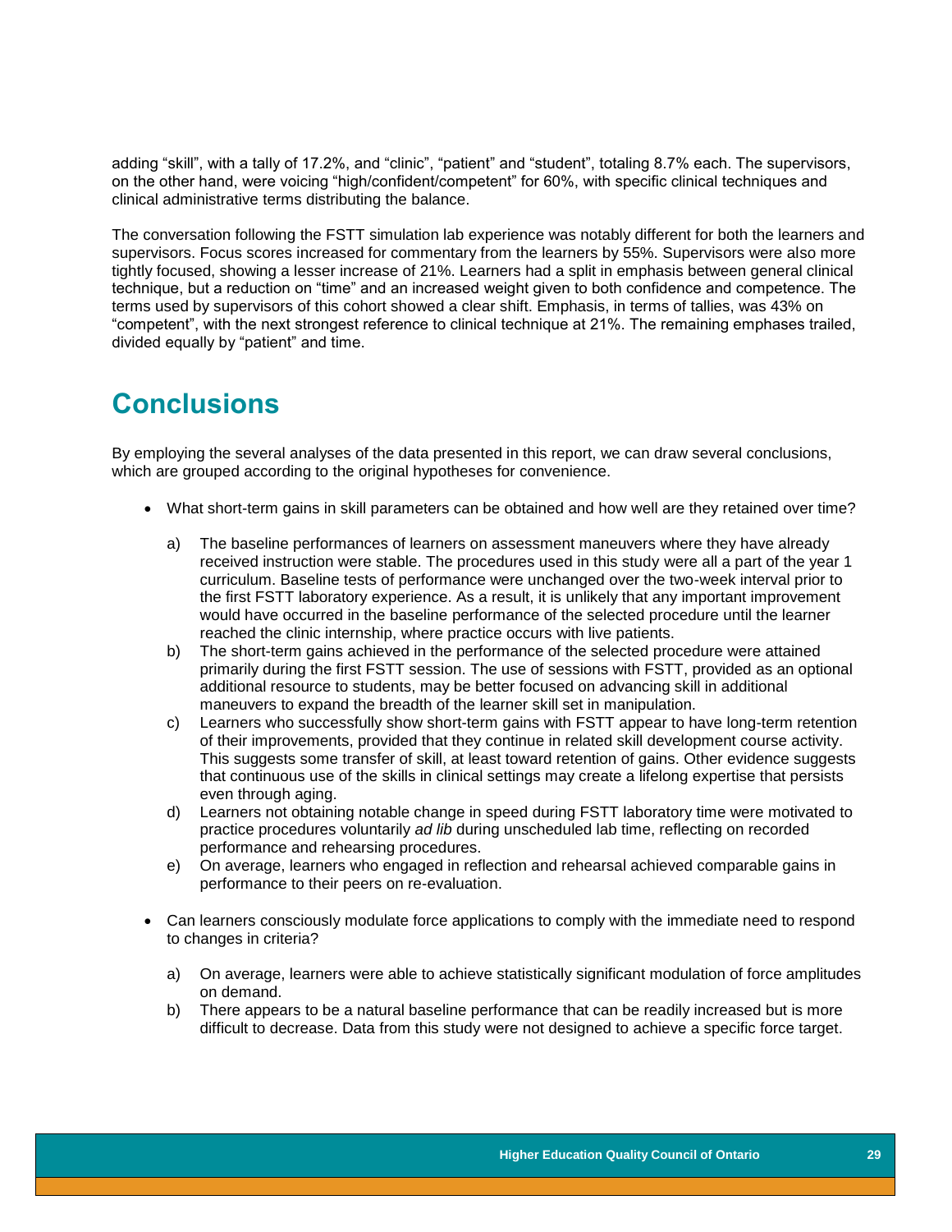adding “skill”, with a tally of 17.2%, and “clinic”, “patient” and “student”, totaling 8.7% each. The supervisors, on the other hand, were voicing “high/confident/competent” for 60%, with specific clinical techniques and clinical administrative terms distributing the balance.

The conversation following the FSTT simulation lab experience was notably different for both the learners and supervisors. Focus scores increased for commentary from the learners by 55%. Supervisors were also more tightly focused, showing a lesser increase of 21%. Learners had a split in emphasis between general clinical technique, but a reduction on “time” and an increased weight given to both confidence and competence. The terms used by supervisors of this cohort showed a clear shift. Emphasis, in terms of tallies, was 43% on “competent”, with the next strongest reference to clinical technique at 21%. The remaining emphases trailed, divided equally by “patient” and time.

## Conclusions

By employing the several analyses of the data presented in this report, we can draw several conclusions, which are grouped according to the original hypotheses for convenience.

- What short-term gains in skill parameters can be obtained and how well are they retained over time?

  a) The baseline performances of learners on assessment maneuvers where they have already received instruction were stable. The procedures used in this study were all a part of the year 1 curriculum. Baseline tests of performance were unchanged over the two-week interval prior to the first FSTT laboratory experience. As a result, it is unlikely that any important improvement would have occurred in the baseline performance of the selected procedure until the learner reached the clinic internship, where practice occurs with live patients.

  b) The short-term gains achieved in the performance of the selected procedure were attained primarily during the first FSTT session. The use of sessions with FSTT, provided as an optional additional resource to students, may be better focused on advancing skill in additional maneuvers to expand the breadth of the learner skill set in manipulation.

  c) Learners who successfully show short-term gains with FSTT appear to have long-term retention of their improvements, provided that they continue in related skill development course activity. This suggests some transfer of skill, at least toward retention of gains. Other evidence suggests that continuous use of the skills in clinical settings may create a lifelong expertise that persists even through aging.

  d) Learners not obtaining notable change in speed during FSTT laboratory time were motivated to practice procedures voluntarily *ad lib* during unscheduled lab time, reflecting on recorded performance and rehearsing procedures.

  e) On average, learners who engaged in reflection and rehearsal achieved comparable gains in performance to their peers on re-evaluation.

- Can learners consciously modulate force applications to comply with the immediate need to respond to changes in criteria?

  a) On average, learners were able to achieve statistically significant modulation of force amplitudes on demand.

  b) There appears to be a natural baseline performance that can be readily increased but is more difficult to decrease. Data from this study were not designed to achieve a specific force target.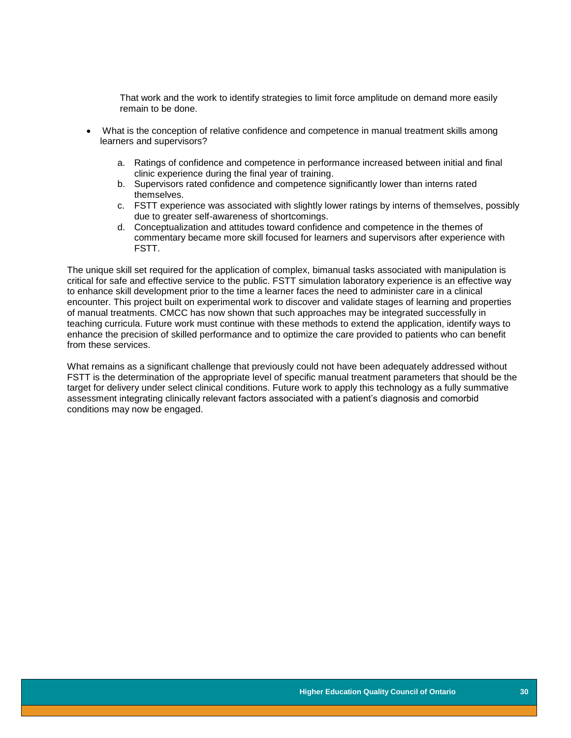That work and the work to identify strategies to limit force amplitude on demand more easily remain to be done.

- What is the conception of relative confidence and competence in manual treatment skills among learners and supervisors?

    a. Ratings of confidence and competence in performance increased between initial and final clinic experience during the final year of training.
    b. Supervisors rated confidence and competence significantly lower than interns rated themselves.
    c. FSTT experience was associated with slightly lower ratings by interns of themselves, possibly due to greater self-awareness of shortcomings.
    d. Conceptualization and attitudes toward confidence and competence in the themes of commentary became more skill focused for learners and supervisors after experience with FSTT.

The unique skill set required for the application of complex, bimanual tasks associated with manipulation is critical for safe and effective service to the public. FSTT simulation laboratory experience is an effective way to enhance skill development prior to the time a learner faces the need to administer care in a clinical encounter. This project built on experimental work to discover and validate stages of learning and properties of manual treatments. CMCC has now shown that such approaches may be integrated successfully in teaching curricula. Future work must continue with these methods to extend the application, identify ways to enhance the precision of skilled performance and to optimize the care provided to patients who can benefit from these services.

What remains as a significant challenge that previously could not have been adequately addressed without FSTT is the determination of the appropriate level of specific manual treatment parameters that should be the target for delivery under select clinical conditions. Future work to apply this technology as a fully summative assessment integrating clinically relevant factors associated with a patient's diagnosis and comorbid conditions may now be engaged.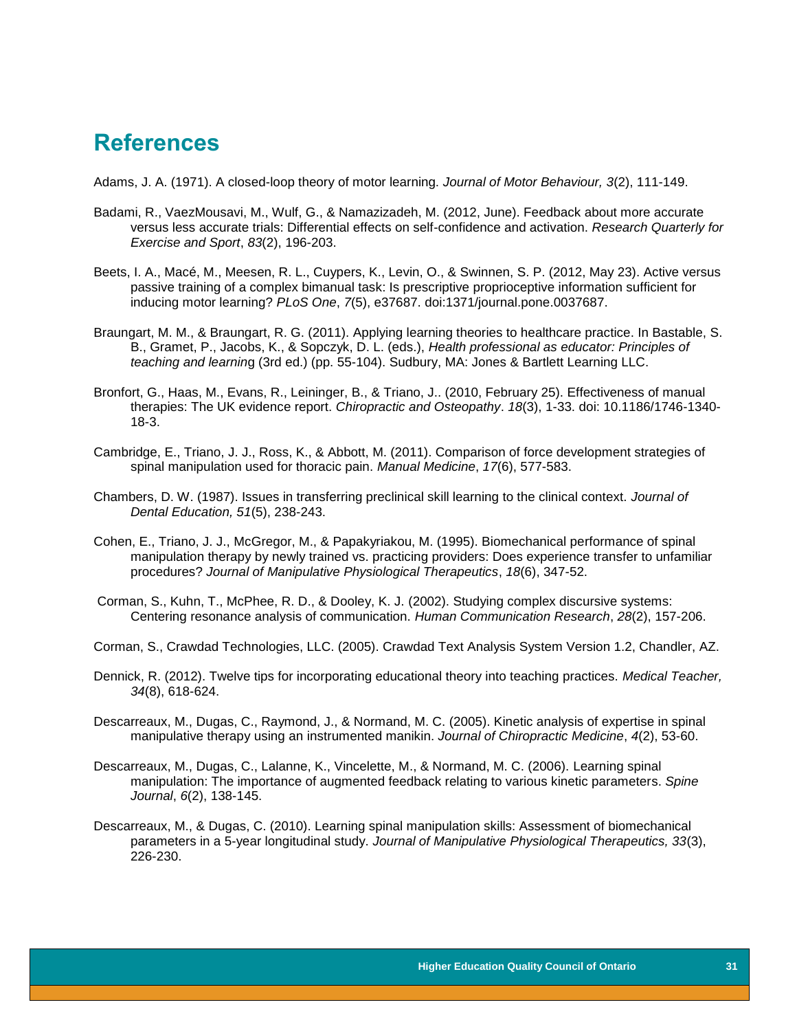# References

Adams, J. A. (1971). A closed-loop theory of motor learning. *Journal of Motor Behaviour, 3*(2), 111-149.

Badami, R., VaezMousavi, M., Wulf, G., & Namazizadeh, M. (2012, June). Feedback about more accurate versus less accurate trials: Differential effects on self-confidence and activation. *Research Quarterly for Exercise and Sport*, *83*(2), 196-203.

Beets, I. A., Macé, M., Meesen, R. L., Cuypers, K., Levin, O., & Swinnen, S. P. (2012, May 23). Active versus passive training of a complex bimanual task: Is prescriptive proprioceptive information sufficient for inducing motor learning? *PLoS One*, *7*(5), e37687. doi:1371/journal.pone.0037687.

Braungart, M. M., & Braungart, R. G. (2011). Applying learning theories to healthcare practice. In Bastable, S. B., Gramet, P., Jacobs, K., & Sopczyk, D. L. (eds.), *Health professional as educator: Principles of teaching and learnin*g (3rd ed.) (pp. 55-104). Sudbury, MA: Jones & Bartlett Learning LLC.

Bronfort, G., Haas, M., Evans, R., Leininger, B., & Triano, J.. (2010, February 25). Effectiveness of manual therapies: The UK evidence report. *Chiropractic and Osteopathy*. *18*(3), 1-33. doi: 10.1186/1746-1340-18-3.

Cambridge, E., Triano, J. J., Ross, K., & Abbott, M. (2011). Comparison of force development strategies of spinal manipulation used for thoracic pain. *Manual Medicine*, *17*(6), 577-583.

Chambers, D. W. (1987). Issues in transferring preclinical skill learning to the clinical context. *Journal of Dental Education, 51*(5), 238-243.

Cohen, E., Triano, J. J., McGregor, M., & Papakyriakou, M. (1995). Biomechanical performance of spinal manipulation therapy by newly trained vs. practicing providers: Does experience transfer to unfamiliar procedures? *Journal of Manipulative Physiological Therapeutics*, *18*(6), 347-52.

Corman, S., Kuhn, T., McPhee, R. D., & Dooley, K. J. (2002). Studying complex discursive systems: Centering resonance analysis of communication. *Human Communication Research*, *28*(2), 157-206.

Corman, S., Crawdad Technologies, LLC. (2005). Crawdad Text Analysis System Version 1.2, Chandler, AZ.

Dennick, R. (2012). Twelve tips for incorporating educational theory into teaching practices. *Medical Teacher, 34*(8), 618-624.

Descarreaux, M., Dugas, C., Raymond, J., & Normand, M. C. (2005). Kinetic analysis of expertise in spinal manipulative therapy using an instrumented manikin. *Journal of Chiropractic Medicine*, *4*(2), 53-60.

Descarreaux, M., Dugas, C., Lalanne, K., Vincelette, M., & Normand, M. C. (2006). Learning spinal manipulation: The importance of augmented feedback relating to various kinetic parameters. *Spine Journal*, *6*(2), 138-145.

Descarreaux, M., & Dugas, C. (2010). Learning spinal manipulation skills: Assessment of biomechanical parameters in a 5-year longitudinal study. *Journal of Manipulative Physiological Therapeutics, 33*(3), 226-230.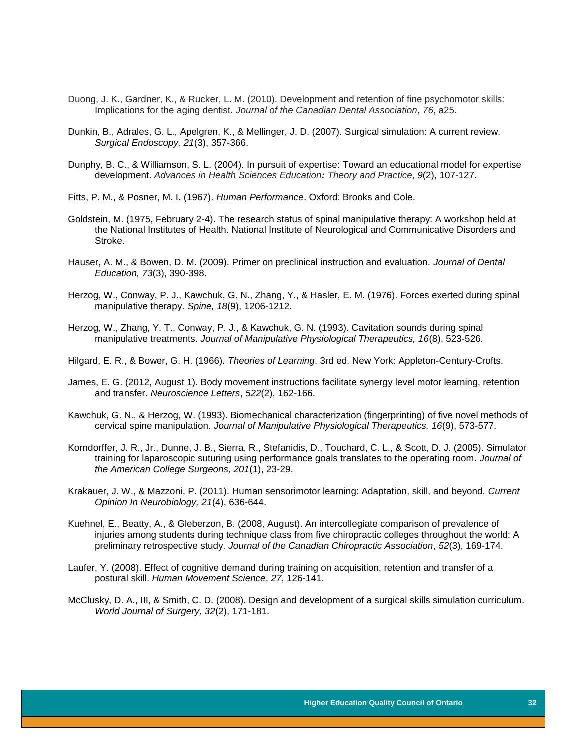Duong, J. K., Gardner, K., & Rucker, L. M. (2010). Development and retention of fine psychomotor skills: Implications for the aging dentist. *Journal of the Canadian Dental Association*, *76*, a25.

Dunkin, B., Adrales, G. L., Apelgren, K., & Mellinger, J. D. (2007). Surgical simulation: A current review. *Surgical Endoscopy, 21*(3), 357-366.

Dunphy, B. C., & Williamson, S. L. (2004). In pursuit of expertise: Toward an educational model for expertise development. *Advances in Health Sciences Education: Theory and Practice*, *9*(2), 107-127.

Fitts, P. M., & Posner, M. I. (1967). *Human Performance*. Oxford: Brooks and Cole.

Goldstein, M. (1975, February 2-4). The research status of spinal manipulative therapy: A workshop held at the National Institutes of Health. National Institute of Neurological and Communicative Disorders and Stroke.

Hauser, A. M., & Bowen, D. M. (2009). Primer on preclinical instruction and evaluation. *Journal of Dental Education, 73*(3), 390-398.

Herzog, W., Conway, P. J., Kawchuk, G. N., Zhang, Y., & Hasler, E. M. (1976). Forces exerted during spinal manipulative therapy. *Spine, 18*(9), 1206-1212.

Herzog, W., Zhang, Y. T., Conway, P. J., & Kawchuk, G. N. (1993). Cavitation sounds during spinal manipulative treatments. *Journal of Manipulative Physiological Therapeutics, 16*(8), 523-526.

Hilgard, E. R., & Bower, G. H. (1966). *Theories of Learning*. 3rd ed. New York: Appleton-Century-Crofts.

James, E. G. (2012, August 1). Body movement instructions facilitate synergy level motor learning, retention and transfer. *Neuroscience Letters*, *522*(2), 162-166.

Kawchuk, G. N., & Herzog, W. (1993). Biomechanical characterization (fingerprinting) of five novel methods of cervical spine manipulation. *Journal of Manipulative Physiological Therapeutics, 16*(9), 573-577.

Korndorffer, J. R., Jr., Dunne, J. B., Sierra, R., Stefanidis, D., Touchard, C. L., & Scott, D. J. (2005). Simulator training for laparoscopic suturing using performance goals translates to the operating room. *Journal of the American College Surgeons, 201*(1), 23-29.

Krakauer, J. W., & Mazzoni, P. (2011). Human sensorimotor learning: Adaptation, skill, and beyond. *Current Opinion In Neurobiology, 21*(4), 636-644.

Kuehnel, E., Beatty, A., & Gleberzon, B. (2008, August). An intercollegiate comparison of prevalence of injuries among students during technique class from five chiropractic colleges throughout the world: A preliminary retrospective study. *Journal of the Canadian Chiropractic Association*, *52*(3), 169-174.

Laufer, Y. (2008). Effect of cognitive demand during training on acquisition, retention and transfer of a postural skill. *Human Movement Science*, *27*, 126-141.

McClusky, D. A., III, & Smith, C. D. (2008). Design and development of a surgical skills simulation curriculum. *World Journal of Surgery, 32*(2), 171-181.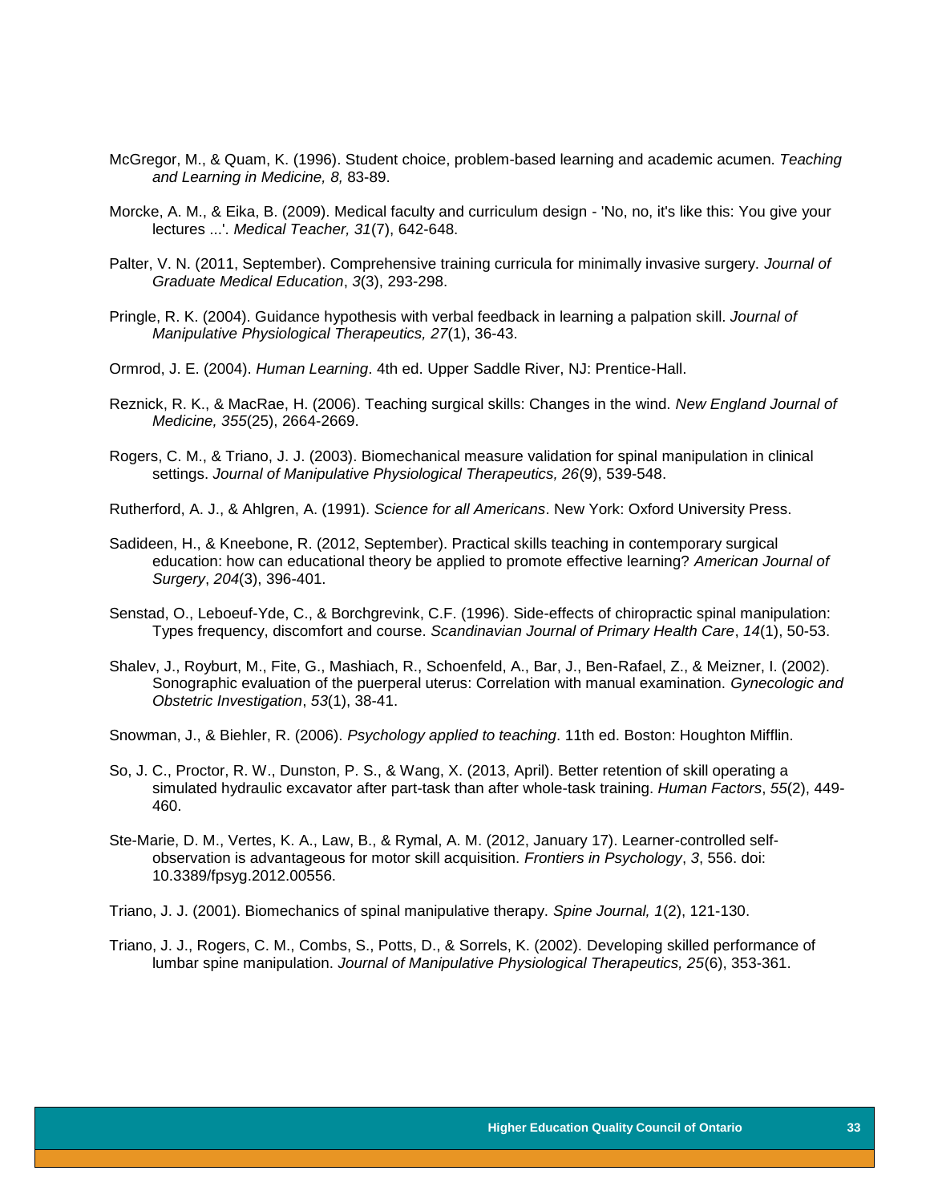McGregor, M., & Quam, K. (1996). Student choice, problem-based learning and academic acumen. *Teaching and Learning in Medicine, 8,* 83-89.

Morcke, A. M., & Eika, B. (2009). Medical faculty and curriculum design - 'No, no, it's like this: You give your lectures ...'. *Medical Teacher, 31*(7), 642-648.

Palter, V. N. (2011, September). Comprehensive training curricula for minimally invasive surgery. *Journal of Graduate Medical Education*, *3*(3), 293-298.

Pringle, R. K. (2004). Guidance hypothesis with verbal feedback in learning a palpation skill. *Journal of Manipulative Physiological Therapeutics, 27*(1), 36-43.

Ormrod, J. E. (2004). *Human Learning*. 4th ed. Upper Saddle River, NJ: Prentice-Hall.

Reznick, R. K., & MacRae, H. (2006). Teaching surgical skills: Changes in the wind. *New England Journal of Medicine, 355*(25), 2664-2669.

Rogers, C. M., & Triano, J. J. (2003). Biomechanical measure validation for spinal manipulation in clinical settings. *Journal of Manipulative Physiological Therapeutics, 26*(9), 539-548.

Rutherford, A. J., & Ahlgren, A. (1991). *Science for all Americans*. New York: Oxford University Press.

Sadideen, H., & Kneebone, R. (2012, September). Practical skills teaching in contemporary surgical education: how can educational theory be applied to promote effective learning? *American Journal of Surgery*, *204*(3), 396-401.

Senstad, O., Leboeuf-Yde, C., & Borchgrevink, C.F. (1996). Side-effects of chiropractic spinal manipulation: Types frequency, discomfort and course. *Scandinavian Journal of Primary Health Care*, *14*(1), 50-53.

Shalev, J., Royburt, M., Fite, G., Mashiach, R., Schoenfeld, A., Bar, J., Ben-Rafael, Z., & Meizner, I. (2002). Sonographic evaluation of the puerperal uterus: Correlation with manual examination. *Gynecologic and Obstetric Investigation*, *53*(1), 38-41.

Snowman, J., & Biehler, R. (2006). *Psychology applied to teaching*. 11th ed. Boston: Houghton Mifflin.

So, J. C., Proctor, R. W., Dunston, P. S., & Wang, X. (2013, April). Better retention of skill operating a simulated hydraulic excavator after part-task than after whole-task training. *Human Factors*, *55*(2), 449-460.

Ste-Marie, D. M., Vertes, K. A., Law, B., & Rymal, A. M. (2012, January 17). Learner-controlled self-observation is advantageous for motor skill acquisition. *Frontiers in Psychology*, *3*, 556. doi: 10.3389/fpsyg.2012.00556.

Triano, J. J. (2001). Biomechanics of spinal manipulative therapy. *Spine Journal, 1*(2), 121-130.

Triano, J. J., Rogers, C. M., Combs, S., Potts, D., & Sorrels, K. (2002). Developing skilled performance of lumbar spine manipulation. *Journal of Manipulative Physiological Therapeutics, 25*(6), 353-361.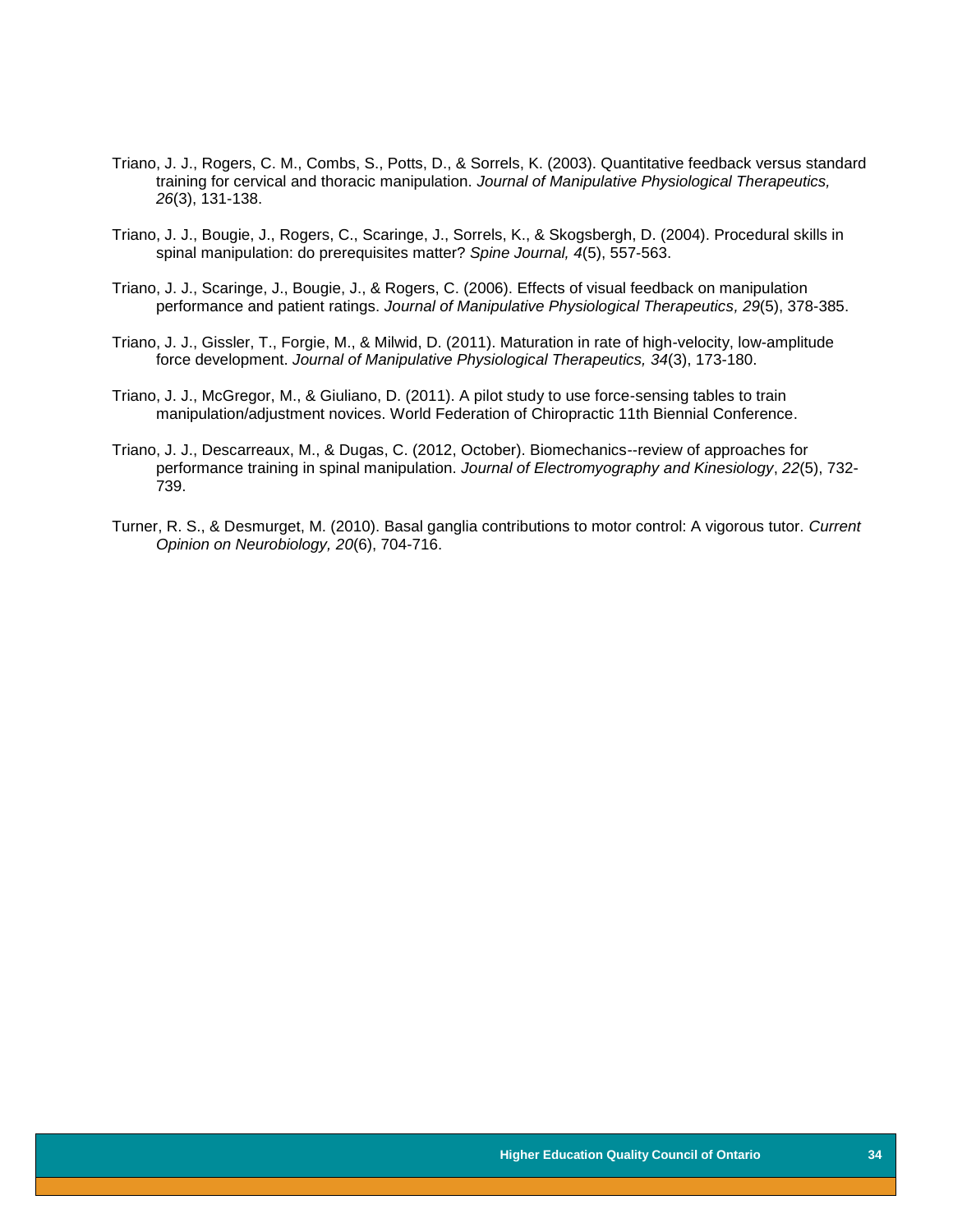Triano, J. J., Rogers, C. M., Combs, S., Potts, D., & Sorrels, K. (2003). Quantitative feedback versus standard training for cervical and thoracic manipulation. *Journal of Manipulative Physiological Therapeutics, 26*(3), 131-138.

Triano, J. J., Bougie, J., Rogers, C., Scaringe, J., Sorrels, K., & Skogsbergh, D. (2004). Procedural skills in spinal manipulation: do prerequisites matter? *Spine Journal, 4*(5), 557-563.

Triano, J. J., Scaringe, J., Bougie, J., & Rogers, C. (2006). Effects of visual feedback on manipulation performance and patient ratings. *Journal of Manipulative Physiological Therapeutics, 29*(5), 378-385.

Triano, J. J., Gissler, T., Forgie, M., & Milwid, D. (2011). Maturation in rate of high-velocity, low-amplitude force development. *Journal of Manipulative Physiological Therapeutics, 34*(3), 173-180.

Triano, J. J., McGregor, M., & Giuliano, D. (2011). A pilot study to use force-sensing tables to train manipulation/adjustment novices. World Federation of Chiropractic 11th Biennial Conference.

Triano, J. J., Descarreaux, M., & Dugas, C. (2012, October). Biomechanics--review of approaches for performance training in spinal manipulation. *Journal of Electromyography and Kinesiology*, *22*(5), 732-739.

Turner, R. S., & Desmurget, M. (2010). Basal ganglia contributions to motor control: A vigorous tutor. *Current Opinion on Neurobiology, 20*(6), 704-716.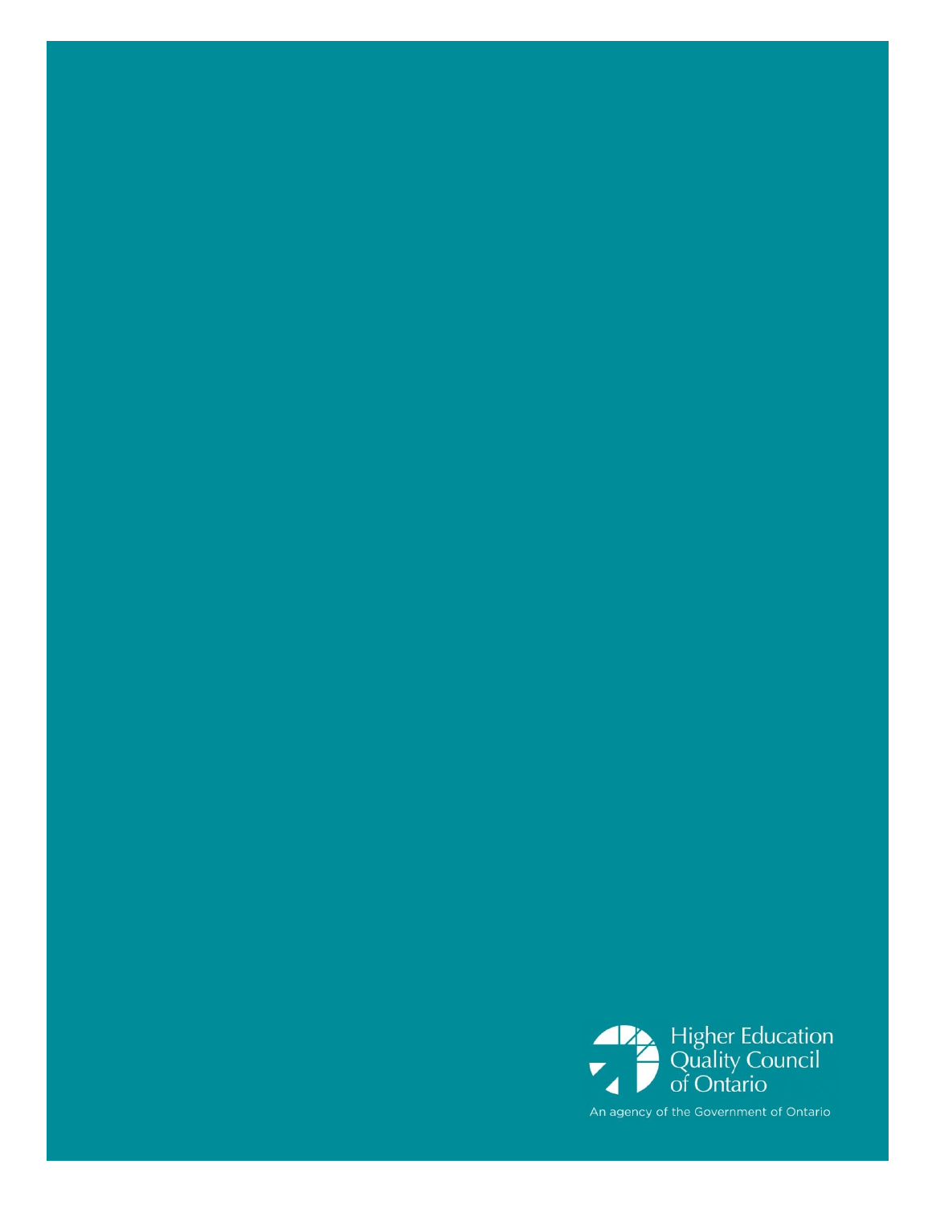Higher Education Quality Council of Ontario

An agency of the Government of Ontario